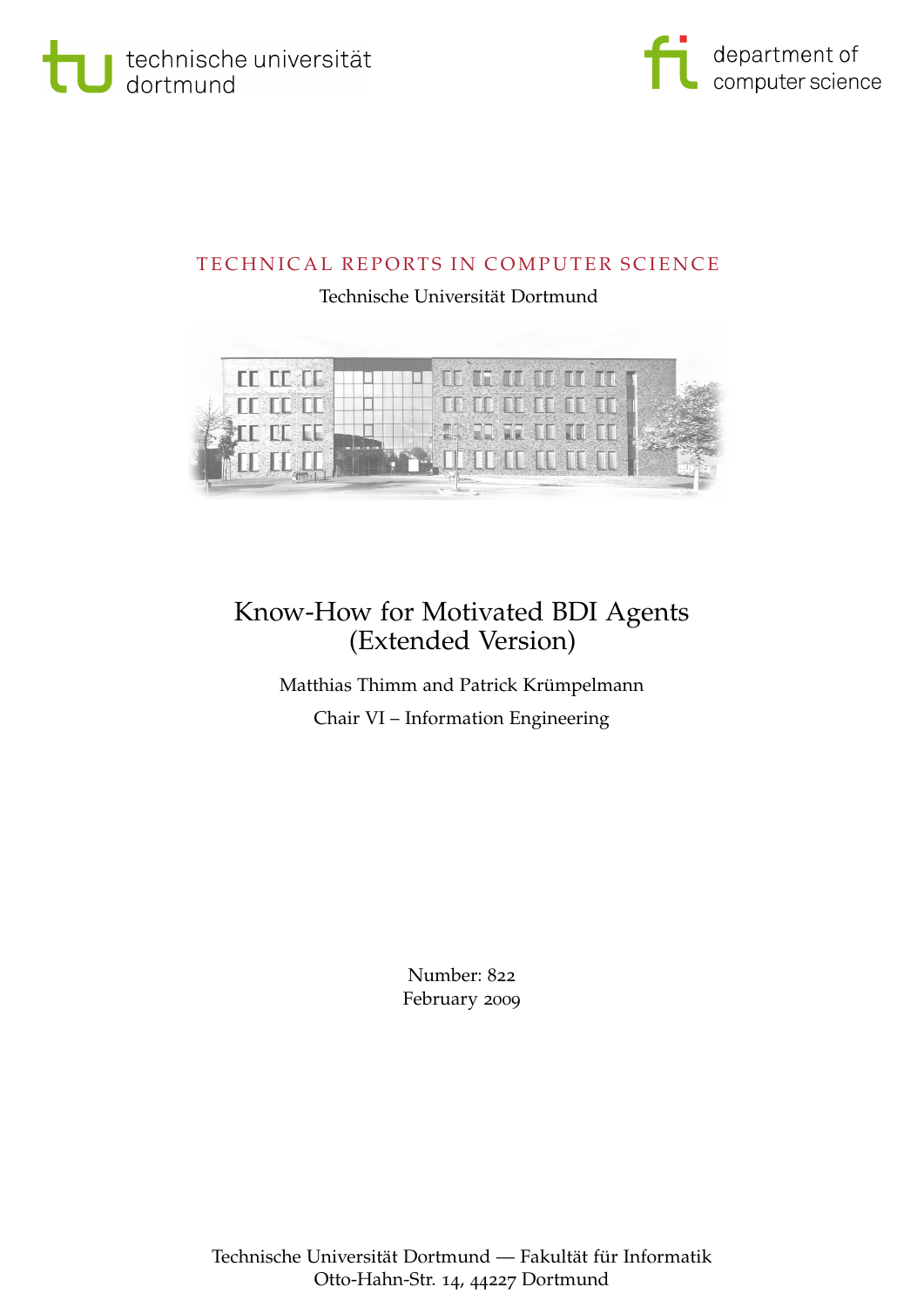technische universität dortmund

department of computer science

TECHNICAL REPORTS IN COMPUTER SCIENCE

Technische Universität Dortmund

# Know-How for Motivated BDI Agents (Extended Version)

Matthias Thimm and Patrick Krümpelmann

Chair VI – Information Engineering

Number: 822
February 2009

Technische Universität Dortmund — Fakultät für Informatik
Otto-Hahn-Str. 14, 44227 Dortmund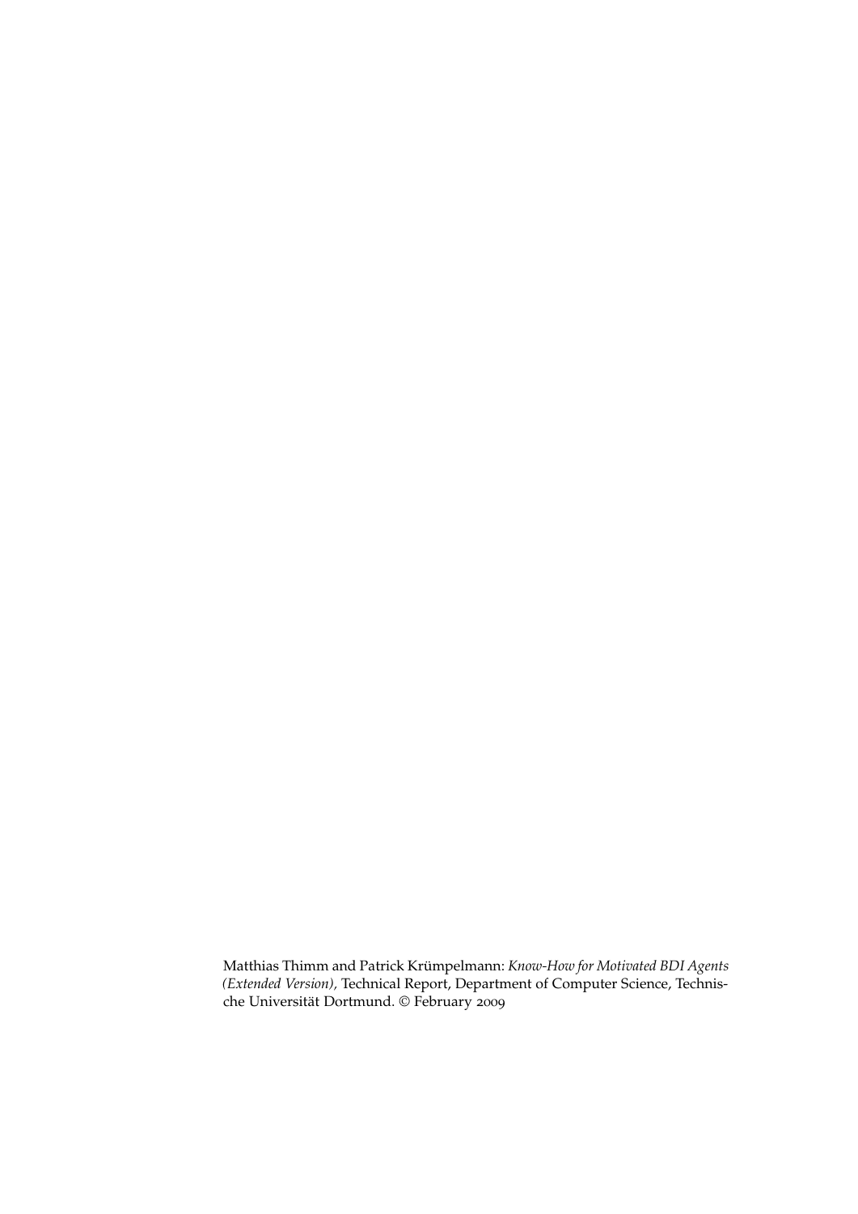Matthias Thimm and Patrick Krümpelmann: *Know-How for Motivated BDI Agents (Extended Version)*, Technical Report, Department of Computer Science, Technische Universität Dortmund. © February 2009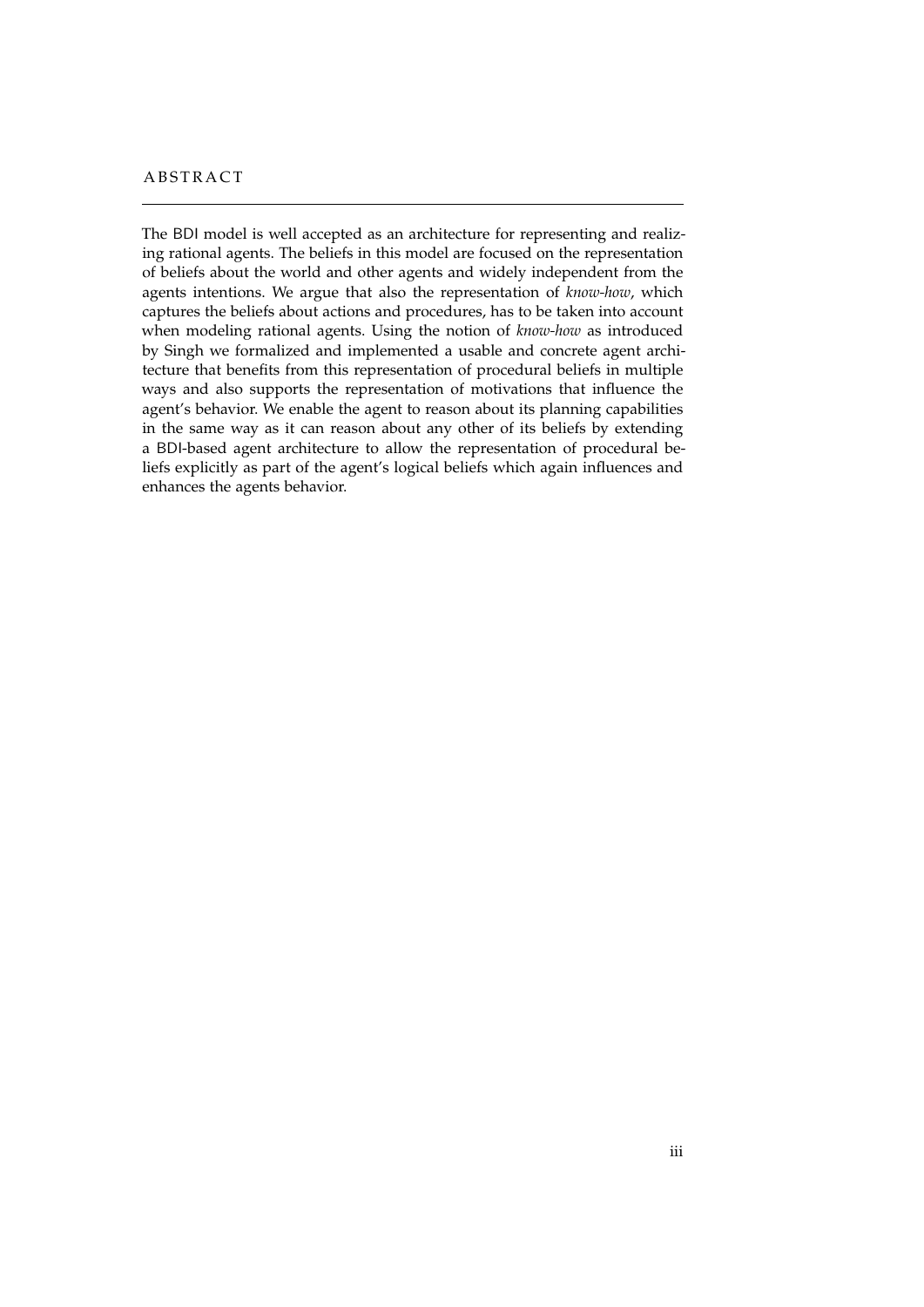# ABSTRACT

The BDI model is well accepted as an architecture for representing and realizing rational agents. The beliefs in this model are focused on the representation of beliefs about the world and other agents and widely independent from the agents intentions. We argue that also the representation of *know-how*, which captures the beliefs about actions and procedures, has to be taken into account when modeling rational agents. Using the notion of *know-how* as introduced by Singh we formalized and implemented a usable and concrete agent architecture that benefits from this representation of procedural beliefs in multiple ways and also supports the representation of motivations that influence the agent's behavior. We enable the agent to reason about its planning capabilities in the same way as it can reason about any other of its beliefs by extending a BDI-based agent architecture to allow the representation of procedural beliefs explicitly as part of the agent's logical beliefs which again influences and enhances the agents behavior.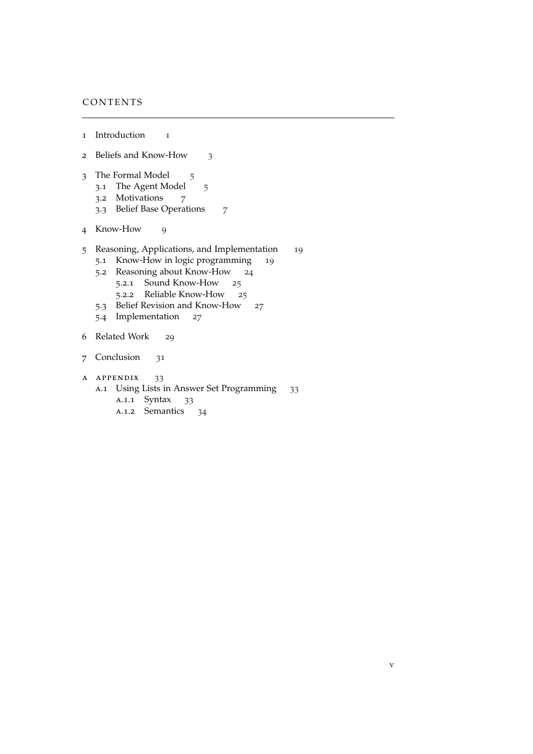# CONTENTS

1 Introduction 1

2 Beliefs and Know-How 3

3 The Formal Model 5
- 3.1 The Agent Model 5
- 3.2 Motivations 7
- 3.3 Belief Base Operations 7

4 Know-How 9

5 Reasoning, Applications, and Implementation 19
- 5.1 Know-How in logic programming 19
- 5.2 Reasoning about Know-How 24
  - 5.2.1 Sound Know-How 25
  - 5.2.2 Reliable Know-How 25
- 5.3 Belief Revision and Know-How 27
- 5.4 Implementation 27

6 Related Work 29

7 Conclusion 31

A APPENDIX 33
- A.1 Using Lists in Answer Set Programming 33
  - A.1.1 Syntax 33
  - A.1.2 Semantics 34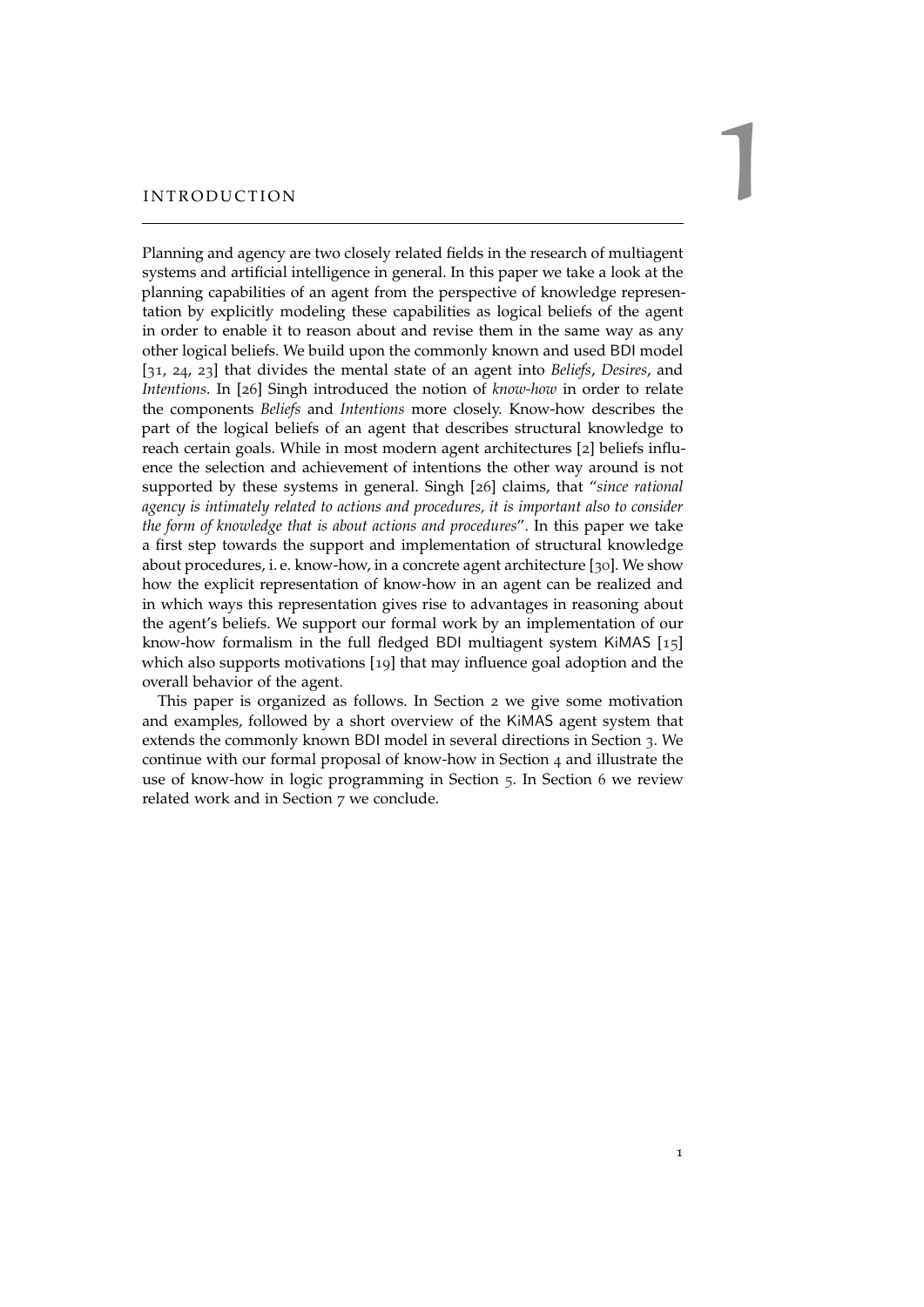# 1 INTRODUCTION

Planning and agency are two closely related fields in the research of multiagent systems and artificial intelligence in general. In this paper we take a look at the planning capabilities of an agent from the perspective of knowledge representation by explicitly modeling these capabilities as logical beliefs of the agent in order to enable it to reason about and revise them in the same way as any other logical beliefs. We build upon the commonly known and used BDI model [31, 24, 23] that divides the mental state of an agent into *Beliefs*, *Desires*, and *Intentions*. In [26] Singh introduced the notion of *know-how* in order to relate the components *Beliefs* and *Intentions* more closely. Know-how describes the part of the logical beliefs of an agent that describes structural knowledge to reach certain goals. While in most modern agent architectures [2] beliefs influence the selection and achievement of intentions the other way around is not supported by these systems in general. Singh [26] claims, that "*since rational agency is intimately related to actions and procedures, it is important also to consider the form of knowledge that is about actions and procedures*". In this paper we take a first step towards the support and implementation of structural knowledge about procedures, i. e. know-how, in a concrete agent architecture [30]. We show how the explicit representation of know-how in an agent can be realized and in which ways this representation gives rise to advantages in reasoning about the agent's beliefs. We support our formal work by an implementation of our know-how formalism in the full fledged BDI multiagent system KiMAS [15] which also supports motivations [19] that may influence goal adoption and the overall behavior of the agent.

This paper is organized as follows. In Section 2 we give some motivation and examples, followed by a short overview of the KiMAS agent system that extends the commonly known BDI model in several directions in Section 3. We continue with our formal proposal of know-how in Section 4 and illustrate the use of know-how in logic programming in Section 5. In Section 6 we review related work and in Section 7 we conclude.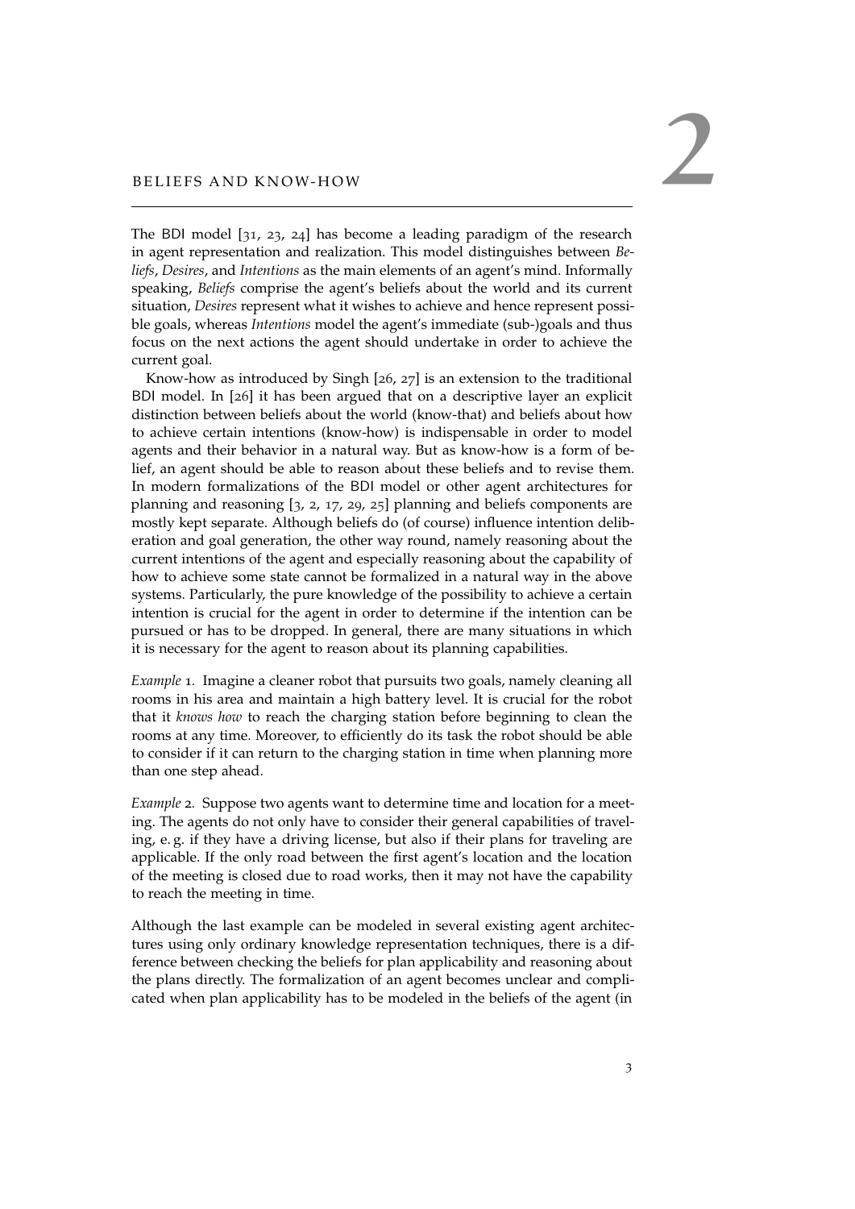# 2 BELIEFS AND KNOW-HOW

The BDI model [31, 23, 24] has become a leading paradigm of the research in agent representation and realization. This model distinguishes between *Beliefs*, *Desires*, and *Intentions* as the main elements of an agent's mind. Informally speaking, *Beliefs* comprise the agent's beliefs about the world and its current situation, *Desires* represent what it wishes to achieve and hence represent possible goals, whereas *Intentions* model the agent's immediate (sub-)goals and thus focus on the next actions the agent should undertake in order to achieve the current goal.

Know-how as introduced by Singh [26, 27] is an extension to the traditional BDI model. In [26] it has been argued that on a descriptive layer an explicit distinction between beliefs about the world (know-that) and beliefs about how to achieve certain intentions (know-how) is indispensable in order to model agents and their behavior in a natural way. But as know-how is a form of belief, an agent should be able to reason about these beliefs and to revise them. In modern formalizations of the BDI model or other agent architectures for planning and reasoning [3, 2, 17, 29, 25] planning and beliefs components are mostly kept separate. Although beliefs do (of course) influence intention deliberation and goal generation, the other way round, namely reasoning about the current intentions of the agent and especially reasoning about the capability of how to achieve some state cannot be formalized in a natural way in the above systems. Particularly, the pure knowledge of the possibility to achieve a certain intention is crucial for the agent in order to determine if the intention can be pursued or has to be dropped. In general, there are many situations in which it is necessary for the agent to reason about its planning capabilities.

*Example* 1. Imagine a cleaner robot that pursuits two goals, namely cleaning all rooms in his area and maintain a high battery level. It is crucial for the robot that it *knows how* to reach the charging station before beginning to clean the rooms at any time. Moreover, to efficiently do its task the robot should be able to consider if it can return to the charging station in time when planning more than one step ahead.

*Example* 2. Suppose two agents want to determine time and location for a meeting. The agents do not only have to consider their general capabilities of traveling, e. g. if they have a driving license, but also if their plans for traveling are applicable. If the only road between the first agent's location and the location of the meeting is closed due to road works, then it may not have the capability to reach the meeting in time.

Although the last example can be modeled in several existing agent architectures using only ordinary knowledge representation techniques, there is a difference between checking the beliefs for plan applicability and reasoning about the plans directly. The formalization of an agent becomes unclear and complicated when plan applicability has to be modeled in the beliefs of the agent (in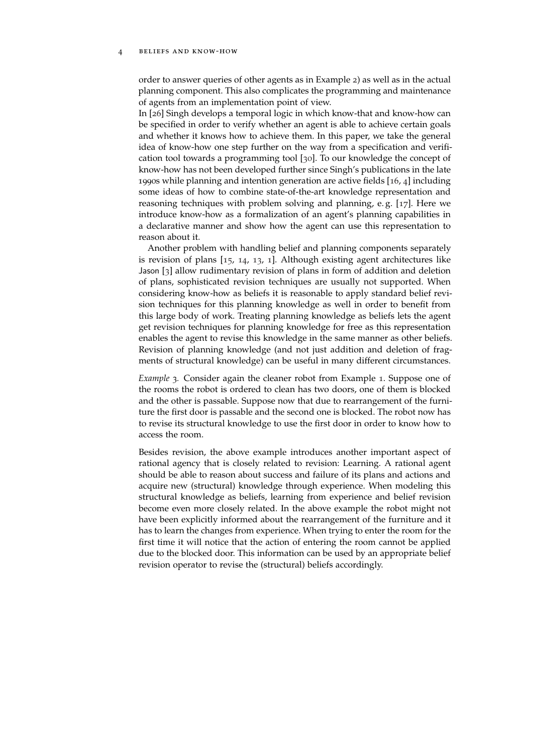order to answer queries of other agents as in Example 2) as well as in the actual planning component. This also complicates the programming and maintenance of agents from an implementation point of view.
In [26] Singh develops a temporal logic in which know-that and know-how can be specified in order to verify whether an agent is able to achieve certain goals and whether it knows how to achieve them. In this paper, we take the general idea of know-how one step further on the way from a specification and verification tool towards a programming tool [30]. To our knowledge the concept of know-how has not been developed further since Singh's publications in the late 1990s while planning and intention generation are active fields [16, 4] including some ideas of how to combine state-of-the-art knowledge representation and reasoning techniques with problem solving and planning, e. g. [17]. Here we introduce know-how as a formalization of an agent's planning capabilities in a declarative manner and show how the agent can use this representation to reason about it.

Another problem with handling belief and planning components separately is revision of plans [15, 14, 13, 1]. Although existing agent architectures like Jason [3] allow rudimentary revision of plans in form of addition and deletion of plans, sophisticated revision techniques are usually not supported. When considering know-how as beliefs it is reasonable to apply standard belief revision techniques for this planning knowledge as well in order to benefit from this large body of work. Treating planning knowledge as beliefs lets the agent get revision techniques for planning knowledge for free as this representation enables the agent to revise this knowledge in the same manner as other beliefs. Revision of planning knowledge (and not just addition and deletion of fragments of structural knowledge) can be useful in many different circumstances.

*Example* 3. Consider again the cleaner robot from Example 1. Suppose one of the rooms the robot is ordered to clean has two doors, one of them is blocked and the other is passable. Suppose now that due to rearrangement of the furniture the first door is passable and the second one is blocked. The robot now has to revise its structural knowledge to use the first door in order to know how to access the room.

Besides revision, the above example introduces another important aspect of rational agency that is closely related to revision: Learning. A rational agent should be able to reason about success and failure of its plans and actions and acquire new (structural) knowledge through experience. When modeling this structural knowledge as beliefs, learning from experience and belief revision become even more closely related. In the above example the robot might not have been explicitly informed about the rearrangement of the furniture and it has to learn the changes from experience. When trying to enter the room for the first time it will notice that the action of entering the room cannot be applied due to the blocked door. This information can be used by an appropriate belief revision operator to revise the (structural) beliefs accordingly.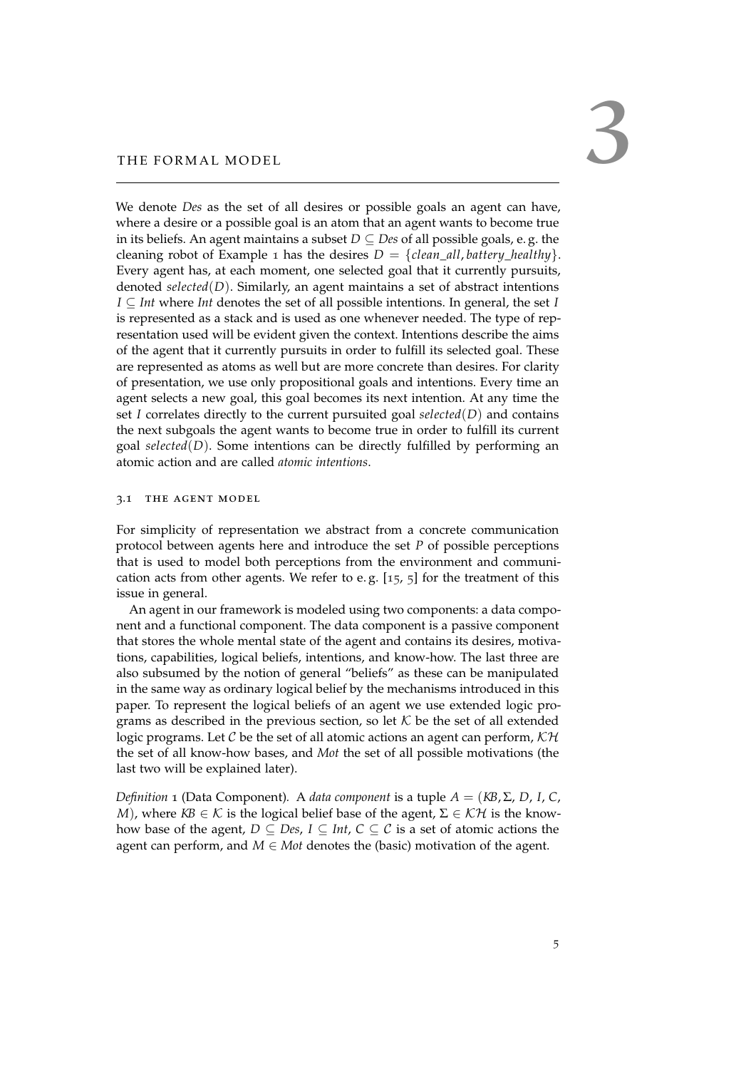# 3 THE FORMAL MODEL

We denote *Des* as the set of all desires or possible goals an agent can have, where a desire or a possible goal is an atom that an agent wants to become true in its beliefs. An agent maintains a subset $D \subseteq Des$ of all possible goals, e. g. the cleaning robot of Example 1 has the desires $D = \{clean\_all, battery\_healthy\}$. Every agent has, at each moment, one selected goal that it currently pursuits, denoted $selected(D)$. Similarly, an agent maintains a set of abstract intentions $I \subseteq Int$ where *Int* denotes the set of all possible intentions. In general, the set $I$ is represented as a stack and is used as one whenever needed. The type of representation used will be evident given the context. Intentions describe the aims of the agent that it currently pursuits in order to fulfill its selected goal. These are represented as atoms as well but are more concrete than desires. For clarity of presentation, we use only propositional goals and intentions. Every time an agent selects a new goal, this goal becomes its next intention. At any time the set $I$ correlates directly to the current pursuited goal $selected(D)$ and contains the next subgoals the agent wants to become true in order to fulfill its current goal $selected(D)$. Some intentions can be directly fulfilled by performing an atomic action and are called *atomic intentions*.

## 3.1 THE AGENT MODEL

For simplicity of representation we abstract from a concrete communication protocol between agents here and introduce the set $P$ of possible perceptions that is used to model both perceptions from the environment and communication acts from other agents. We refer to e. g. [15, 5] for the treatment of this issue in general.

An agent in our framework is modeled using two components: a data component and a functional component. The data component is a passive component that stores the whole mental state of the agent and contains its desires, motivations, capabilities, logical beliefs, intentions, and know-how. The last three are also subsumed by the notion of general "beliefs" as these can be manipulated in the same way as ordinary logical belief by the mechanisms introduced in this paper. To represent the logical beliefs of an agent we use extended logic programs as described in the previous section, so let $\mathcal{K}$ be the set of all extended logic programs. Let $\mathcal{C}$ be the set of all atomic actions an agent can perform, $\mathcal{KH}$ the set of all know-how bases, and *Mot* the set of all possible motivations (the last two will be explained later).

*Definition* 1 (Data Component). A *data component* is a tuple $A = (KB, \Sigma, D, I, C, M)$, where $KB \in \mathcal{K}$ is the logical belief base of the agent, $\Sigma \in \mathcal{KH}$ is the know-how base of the agent, $D \subseteq Des$, $I \subseteq Int$, $C \subseteq \mathcal{C}$ is a set of atomic actions the agent can perform, and $M \in Mot$ denotes the (basic) motivation of the agent.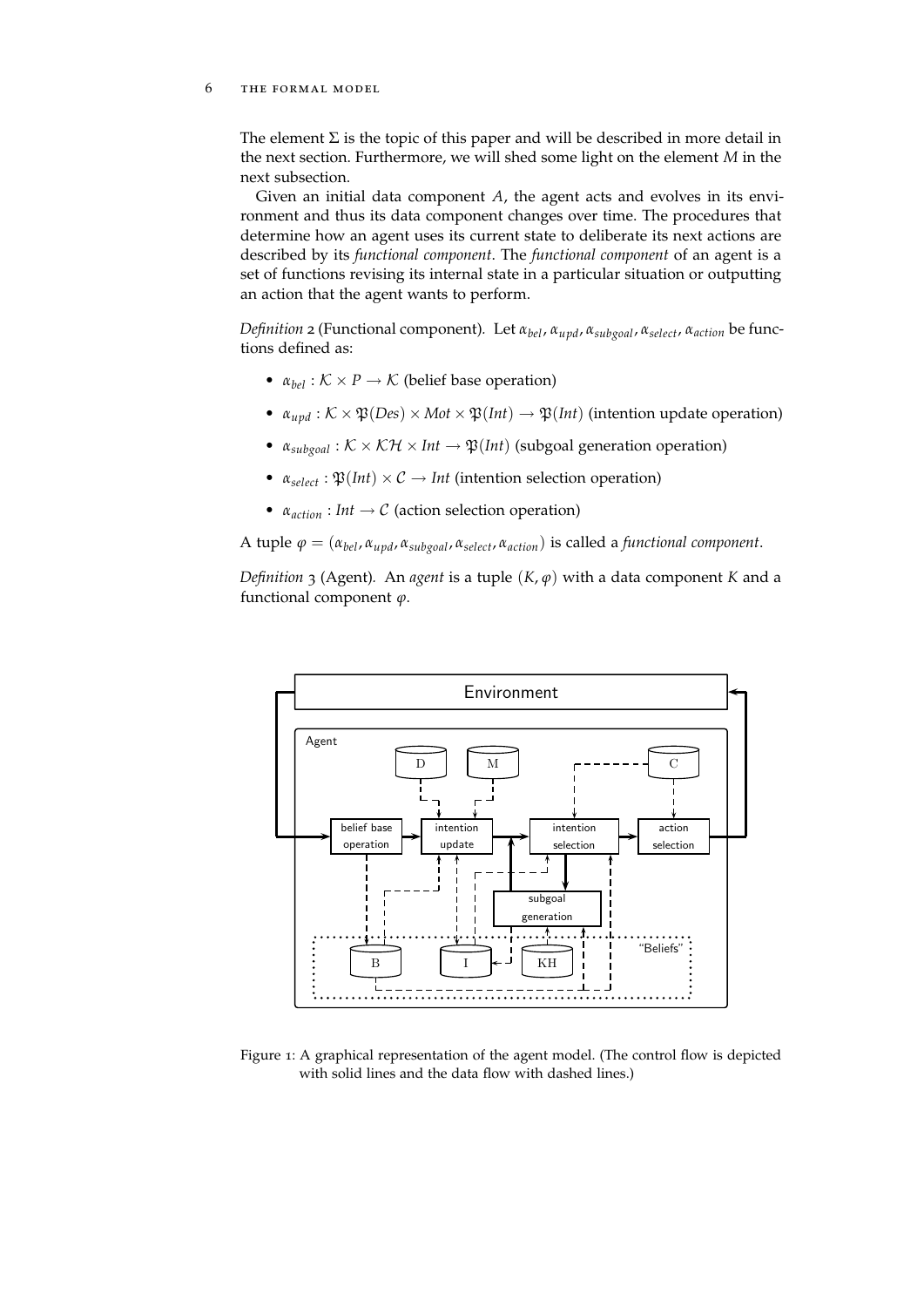The element $\Sigma$ is the topic of this paper and will be described in more detail in the next section. Furthermore, we will shed some light on the element $M$ in the next subsection.

Given an initial data component $A$, the agent acts and evolves in its environment and thus its data component changes over time. The procedures that determine how an agent uses its current state to deliberate its next actions are described by its *functional component*. The *functional component* of an agent is a set of functions revising its internal state in a particular situation or outputting an action that the agent wants to perform.

*Definition* 2 (Functional component). Let $\alpha_{bel}, \alpha_{upd}, \alpha_{subgoal}, \alpha_{select}, \alpha_{action}$ be functions defined as:

- $\alpha_{bel} : \mathcal{K} \times P \to \mathcal{K}$ (belief base operation)
- $\alpha_{upd} : \mathcal{K} \times \mathfrak{P}(Des) \times Mot \times \mathfrak{P}(Int) \to \mathfrak{P}(Int)$ (intention update operation)
- $\alpha_{subgoal} : \mathcal{K} \times \mathcal{KH} \times Int \to \mathfrak{P}(Int)$ (subgoal generation operation)
- $\alpha_{select} : \mathfrak{P}(Int) \times \mathcal{C} \to Int$ (intention selection operation)
- $\alpha_{action} : Int \to \mathcal{C}$ (action selection operation)

A tuple $\varphi = (\alpha_{bel}, \alpha_{upd}, \alpha_{subgoal}, \alpha_{select}, \alpha_{action})$ is called a *functional component*.

*Definition* 3 (Agent). An *agent* is a tuple $(K, \varphi)$ with a data component $K$ and a functional component $\varphi$.

Figure 1: A graphical representation of the agent model. (The control flow is depicted with solid lines and the data flow with dashed lines.)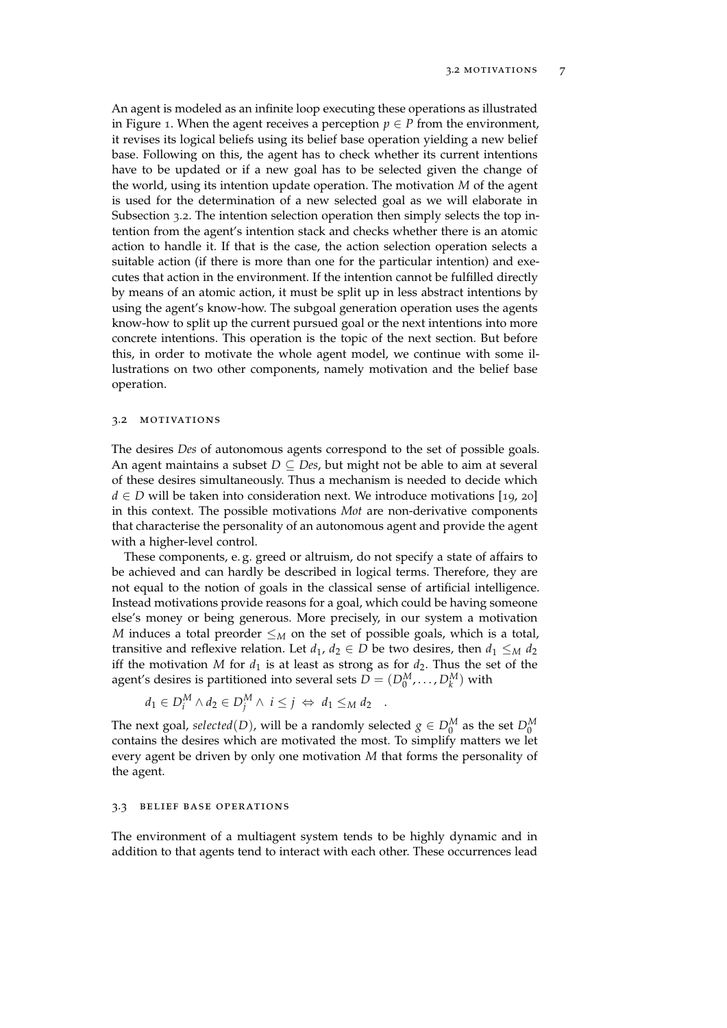An agent is modeled as an infinite loop executing these operations as illustrated in Figure 1. When the agent receives a perception $p \in P$ from the environment, it revises its logical beliefs using its belief base operation yielding a new belief base. Following on this, the agent has to check whether its current intentions have to be updated or if a new goal has to be selected given the change of the world, using its intention update operation. The motivation $M$ of the agent is used for the determination of a new selected goal as we will elaborate in Subsection 3.2. The intention selection operation then simply selects the top intention from the agent's intention stack and checks whether there is an atomic action to handle it. If that is the case, the action selection operation selects a suitable action (if there is more than one for the particular intention) and executes that action in the environment. If the intention cannot be fulfilled directly by means of an atomic action, it must be split up in less abstract intentions by using the agent's know-how. The subgoal generation operation uses the agents know-how to split up the current pursued goal or the next intentions into more concrete intentions. This operation is the topic of the next section. But before this, in order to motivate the whole agent model, we continue with some illustrations on two other components, namely motivation and the belief base operation.

## 3.2 Motivations

The desires *Des* of autonomous agents correspond to the set of possible goals. An agent maintains a subset $D \subseteq Des$, but might not be able to aim at several of these desires simultaneously. Thus a mechanism is needed to decide which $d \in D$ will be taken into consideration next. We introduce motivations [19, 20] in this context. The possible motivations *Mot* are non-derivative components that characterise the personality of an autonomous agent and provide the agent with a higher-level control.

These components, e.g. greed or altruism, do not specify a state of affairs to be achieved and can hardly be described in logical terms. Therefore, they are not equal to the notion of goals in the classical sense of artificial intelligence. Instead motivations provide reasons for a goal, which could be having someone else's money or being generous. More precisely, in our system a motivation $M$ induces a total preorder $\leq_M$ on the set of possible goals, which is a total, transitive and reflexive relation. Let $d_1, d_2 \in D$ be two desires, then $d_1 \leq_M d_2$ iff the motivation $M$ for $d_1$ is at least as strong as for $d_2$. Thus the set of the agent's desires is partitioned into several sets $D = (D_0^M, \ldots, D_k^M)$ with

$$d_1 \in D_i^M \wedge d_2 \in D_j^M \wedge \ i \leq j \ \Leftrightarrow \ d_1 \leq_M d_2 \quad .$$

The next goal, *selected*$(D)$, will be a randomly selected $g \in D_0^M$ as the set $D_0^M$ contains the desires which are motivated the most. To simplify matters we let every agent be driven by only one motivation $M$ that forms the personality of the agent.

## 3.3 Belief Base Operations

The environment of a multiagent system tends to be highly dynamic and in addition to that agents tend to interact with each other. These occurrences lead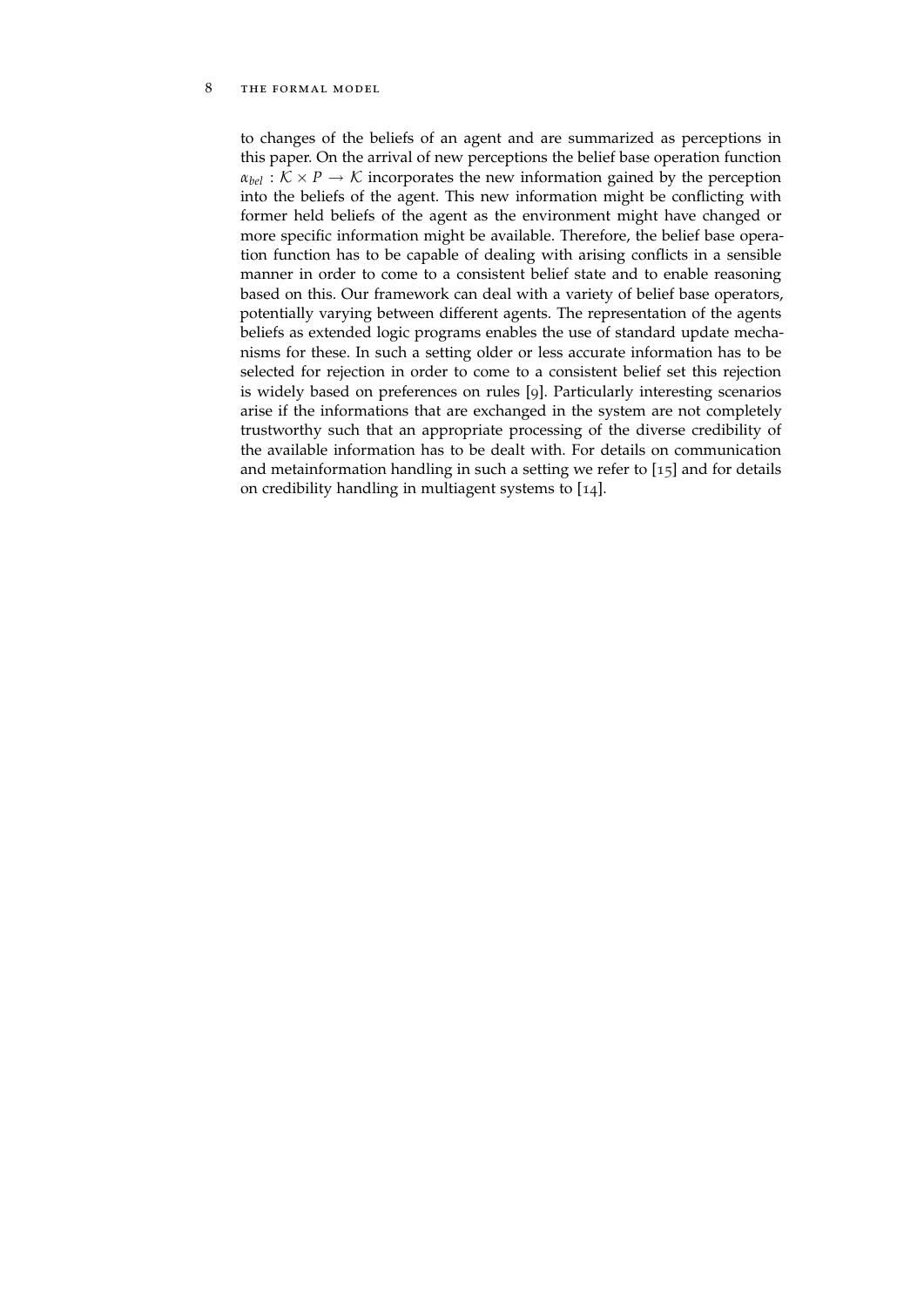to changes of the beliefs of an agent and are summarized as perceptions in this paper. On the arrival of new perceptions the belief base operation function $\alpha_{bel} : \mathcal{K} \times P \rightarrow \mathcal{K}$ incorporates the new information gained by the perception into the beliefs of the agent. This new information might be conflicting with former held beliefs of the agent as the environment might have changed or more specific information might be available. Therefore, the belief base operation function has to be capable of dealing with arising conflicts in a sensible manner in order to come to a consistent belief state and to enable reasoning based on this. Our framework can deal with a variety of belief base operators, potentially varying between different agents. The representation of the agents beliefs as extended logic programs enables the use of standard update mechanisms for these. In such a setting older or less accurate information has to be selected for rejection in order to come to a consistent belief set this rejection is widely based on preferences on rules [9]. Particularly interesting scenarios arise if the informations that are exchanged in the system are not completely trustworthy such that an appropriate processing of the diverse credibility of the available information has to be dealt with. For details on communication and metainformation handling in such a setting we refer to [15] and for details on credibility handling in multiagent systems to [14].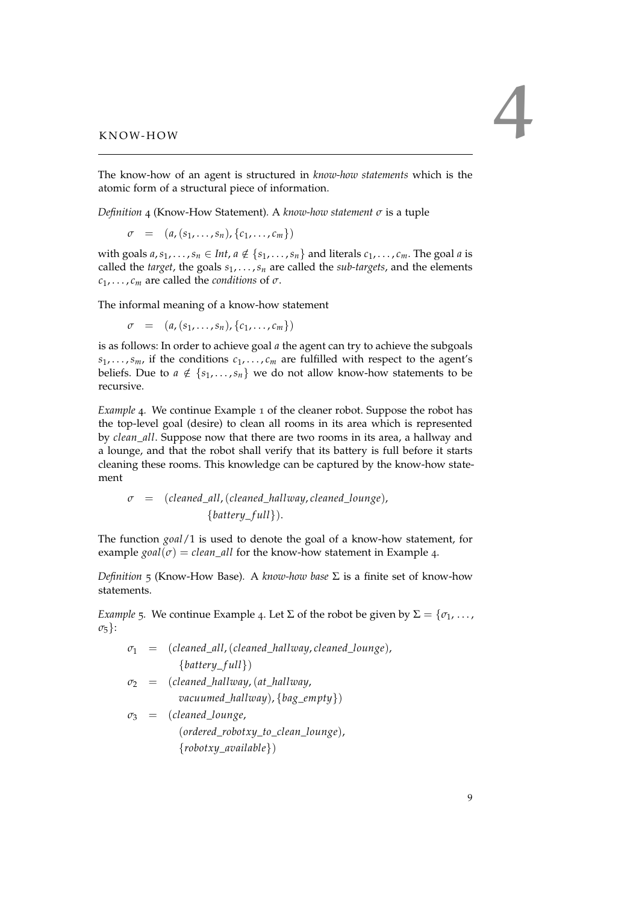# 4 KNOW-HOW

The know-how of an agent is structured in *know-how statements* which is the atomic form of a structural piece of information.

*Definition* 4 (Know-How Statement)*.* A *know-how statement* $\sigma$ is a tuple

$$\sigma \quad = \quad (a, (s_1, \ldots, s_n), \{c_1, \ldots, c_m\})$$

with goals $a, s_1, \ldots, s_n \in Int$, $a \notin \{s_1, \ldots, s_n\}$ and literals $c_1, \ldots, c_m$. The goal $a$ is called the *target*, the goals $s_1, \ldots, s_n$ are called the *sub-targets*, and the elements $c_1, \ldots, c_m$ are called the *conditions* of $\sigma$.

The informal meaning of a know-how statement

$$\sigma \quad = \quad (a, (s_1, \ldots, s_n), \{c_1, \ldots, c_m\})$$

is as follows: In order to achieve goal $a$ the agent can try to achieve the subgoals $s_1, \ldots, s_m$, if the conditions $c_1, \ldots, c_m$ are fulfilled with respect to the agent's beliefs. Due to $a \notin \{s_1, \ldots, s_n\}$ we do not allow know-how statements to be recursive.

*Example* 4*.* We continue Example 1 of the cleaner robot. Suppose the robot has the top-level goal (desire) to clean all rooms in its area which is represented by *clean_all*. Suppose now that there are two rooms in its area, a hallway and a lounge, and that the robot shall verify that its battery is full before it starts cleaning these rooms. This knowledge can be captured by the know-how statement

$$\sigma \quad = \quad (cleaned\_all, (cleaned\_hallway, cleaned\_lounge), \{battery\_full\}).$$

The function $goal/1$ is used to denote the goal of a know-how statement, for example $goal(\sigma) = clean\_all$ for the know-how statement in Example 4.

*Definition* 5 (Know-How Base)*.* A *know-how base* $\Sigma$ is a finite set of know-how statements.

*Example* 5*.* We continue Example 4. Let $\Sigma$ of the robot be given by $\Sigma = \{\sigma_1, \ldots, \sigma_5\}$:

$$\begin{aligned}
\sigma_1 &= (cleaned\_all, (cleaned\_hallway, cleaned\_lounge), \\
&\quad \{battery\_full\}) \\
\sigma_2 &= (cleaned\_hallway, (at\_hallway, \\
&\quad vacuumed\_hallway), \{bag\_empty\}) \\
\sigma_3 &= (cleaned\_lounge, \\
&\quad (ordered\_robotxy\_to\_clean\_lounge), \\
&\quad \{robotxy\_available\})
\end{aligned}$$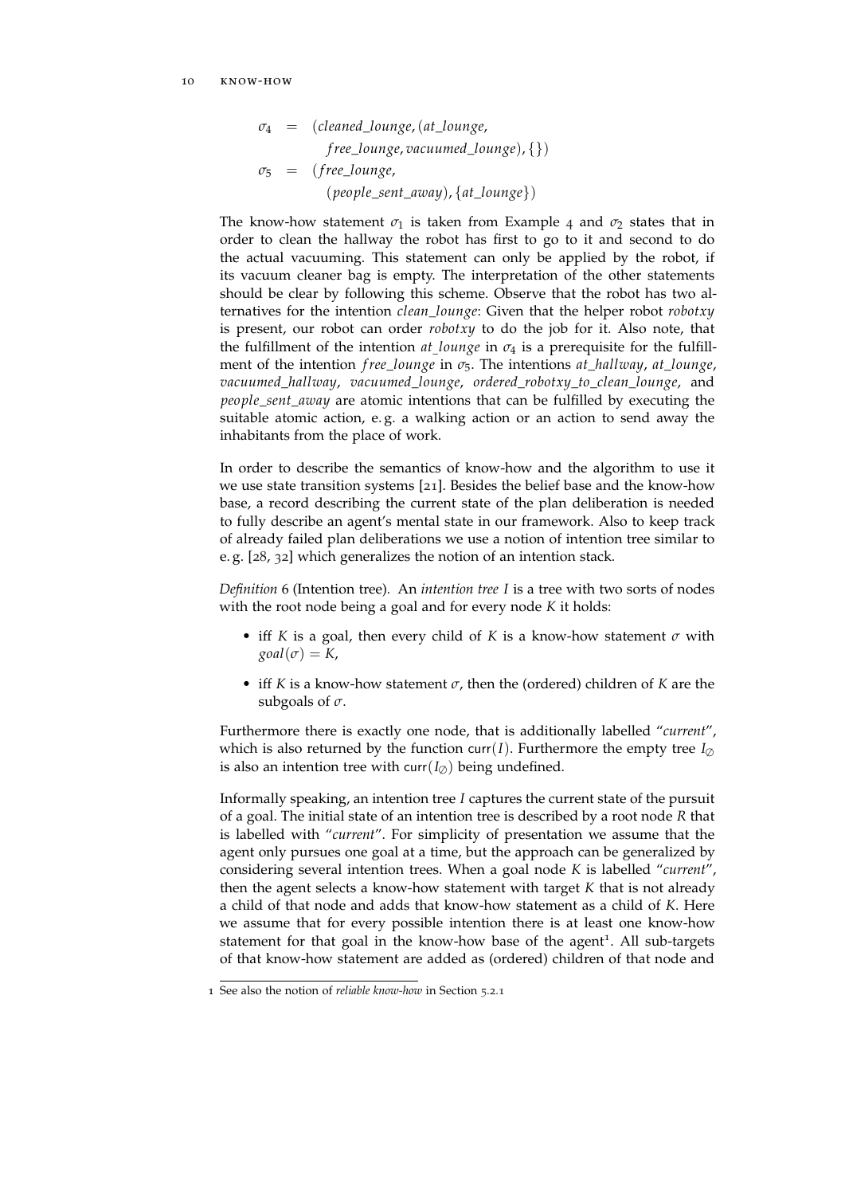$$
\begin{aligned}
\sigma_4 &= (cleaned\_lounge, (at\_lounge, \\
&\qquad free\_lounge, vacuumed\_lounge), \{\}) \\
\sigma_5 &= (free\_lounge, \\
&\qquad (people\_sent\_away), \{at\_lounge\})
\end{aligned}
$$

The know-how statement $\sigma_1$ is taken from Example 4 and $\sigma_2$ states that in order to clean the hallway the robot has first to go to it and second to do the actual vacuuming. This statement can only be applied by the robot, if its vacuum cleaner bag is empty. The interpretation of the other statements should be clear by following this scheme. Observe that the robot has two alternatives for the intention *clean_lounge*: Given that the helper robot *robotxy* is present, our robot can order *robotxy* to do the job for it. Also note, that the fulfillment of the intention *at_lounge* in $\sigma_4$ is a prerequisite for the fulfillment of the intention *free_lounge* in $\sigma_5$. The intentions *at_hallway*, *at_lounge*, *vacuumed_hallway*, *vacuumed_lounge*, *ordered_robotxy_to_clean_lounge*, and *people_sent_away* are atomic intentions that can be fulfilled by executing the suitable atomic action, e. g. a walking action or an action to send away the inhabitants from the place of work.

In order to describe the semantics of know-how and the algorithm to use it we use state transition systems [21]. Besides the belief base and the know-how base, a record describing the current state of the plan deliberation is needed to fully describe an agent's mental state in our framework. Also to keep track of already failed plan deliberations we use a notion of intention tree similar to e. g. [28, 32] which generalizes the notion of an intention stack.

*Definition* 6 (Intention tree). An *intention tree* $I$ is a tree with two sorts of nodes with the root node being a goal and for every node $K$ it holds:

- iff $K$ is a goal, then every child of $K$ is a know-how statement $\sigma$ with $goal(\sigma) = K$,
- iff $K$ is a know-how statement $\sigma$, then the (ordered) children of $K$ are the subgoals of $\sigma$.

Furthermore there is exactly one node, that is additionally labelled "*current*", which is also returned by the function $\mathsf{curr}(I)$. Furthermore the empty tree $I_\emptyset$ is also an intention tree with $\mathsf{curr}(I_\emptyset)$ being undefined.

Informally speaking, an intention tree $I$ captures the current state of the pursuit of a goal. The initial state of an intention tree is described by a root node $R$ that is labelled with "*current*". For simplicity of presentation we assume that the agent only pursues one goal at a time, but the approach can be generalized by considering several intention trees. When a goal node $K$ is labelled "*current*", then the agent selects a know-how statement with target $K$ that is not already a child of that node and adds that know-how statement as a child of $K$. Here we assume that for every possible intention there is at least one know-how statement for that goal in the know-how base of the agent[1]. All sub-targets of that know-how statement are added as (ordered) children of that node and

[1] See also the notion of *reliable know-how* in Section 5.2.1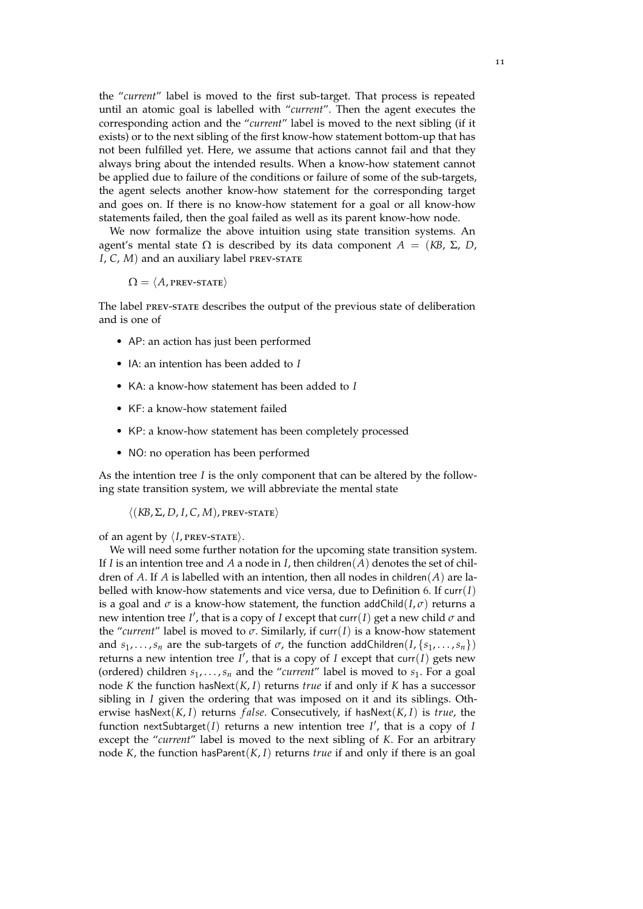the "*current*" label is moved to the first sub-target. That process is repeated until an atomic goal is labelled with "*current*". Then the agent executes the corresponding action and the "*current*" label is moved to the next sibling (if it exists) or to the next sibling of the first know-how statement bottom-up that has not been fulfilled yet. Here, we assume that actions cannot fail and that they always bring about the intended results. When a know-how statement cannot be applied due to failure of the conditions or failure of some of the sub-targets, the agent selects another know-how statement for the corresponding target and goes on. If there is no know-how statement for a goal or all know-how statements failed, then the goal failed as well as its parent know-how node.

We now formalize the above intuition using state transition systems. An agent's mental state $\Omega$ is described by its data component $A = (KB, \Sigma, D, I, C, M)$ and an auxiliary label PREV-STATE

$$\Omega = \langle A, \text{PREV-STATE} \rangle$$

The label PREV-STATE describes the output of the previous state of deliberation and is one of

- AP: an action has just been performed
- IA: an intention has been added to $I$
- KA: a know-how statement has been added to $I$
- KF: a know-how statement failed
- KP: a know-how statement has been completely processed
- NO: no operation has been performed

As the intention tree $I$ is the only component that can be altered by the following state transition system, we will abbreviate the mental state

$$\langle (KB, \Sigma, D, I, C, M), \text{PREV-STATE} \rangle$$

of an agent by $\langle I, \text{PREV-STATE} \rangle$.

We will need some further notation for the upcoming state transition system. If $I$ is an intention tree and $A$ a node in $I$, then $\mathsf{children}(A)$ denotes the set of children of $A$. If $A$ is labelled with an intention, then all nodes in $\mathsf{children}(A)$ are labelled with know-how statements and vice versa, due to Definition 6. If $\mathsf{curr}(I)$ is a goal and $\sigma$ is a know-how statement, the function $\mathsf{addChild}(I, \sigma)$ returns a new intention tree $I'$, that is a copy of $I$ except that $\mathsf{curr}(I)$ get a new child $\sigma$ and the "*current*" label is moved to $\sigma$. Similarly, if $\mathsf{curr}(I)$ is a know-how statement and $s_1, \ldots, s_n$ are the sub-targets of $\sigma$, the function $\mathsf{addChildren}(I, \{s_1, \ldots, s_n\})$ returns a new intention tree $I'$, that is a copy of $I$ except that $\mathsf{curr}(I)$ gets new (ordered) children $s_1, \ldots, s_n$ and the "*current*" label is moved to $s_1$. For a goal node $K$ the function $\mathsf{hasNext}(K, I)$ returns *true* if and only if $K$ has a successor sibling in $I$ given the ordering that was imposed on it and its siblings. Otherwise $\mathsf{hasNext}(K, I)$ returns $false$. Consecutively, if $\mathsf{hasNext}(K, I)$ is *true*, the function $\mathsf{nextSubtarget}(I)$ returns a new intention tree $I'$, that is a copy of $I$ except the "*current*" label is moved to the next sibling of $K$. For an arbitrary node $K$, the function $\mathsf{hasParent}(K, I)$ returns *true* if and only if there is an goal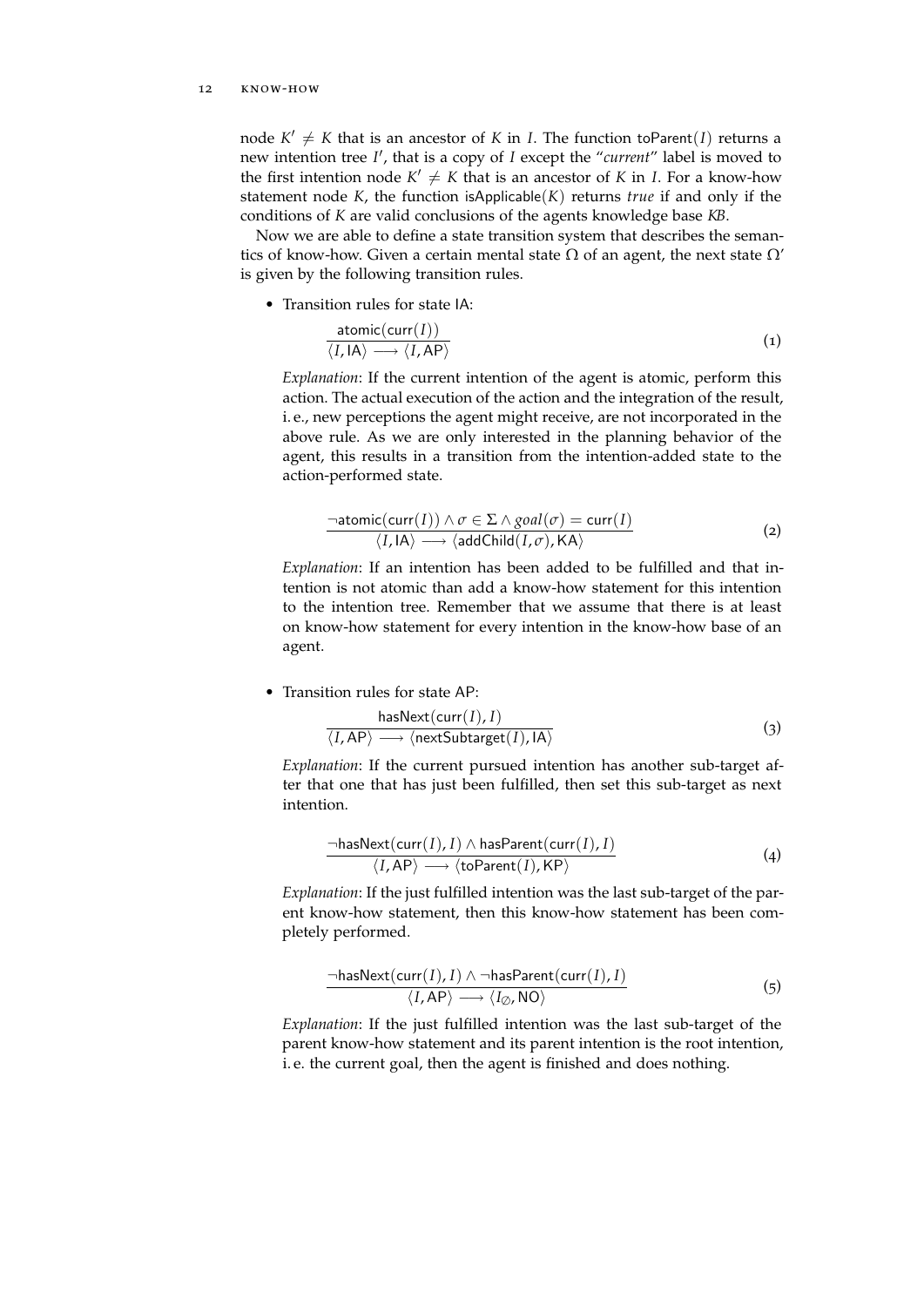node $K' \neq K$ that is an ancestor of $K$ in $I$. The function $\mathsf{toParent}(I)$ returns a new intention tree $I'$, that is a copy of $I$ except the "*current*" label is moved to the first intention node $K' \neq K$ that is an ancestor of $K$ in $I$. For a know-how statement node $K$, the function $\mathsf{isApplicable}(K)$ returns *true* if and only if the conditions of $K$ are valid conclusions of the agents knowledge base *KB*.

Now we are able to define a state transition system that describes the semantics of know-how. Given a certain mental state $\Omega$ of an agent, the next state $\Omega'$ is given by the following transition rules.

- Transition rules for state IA:

$$\frac{\mathsf{atomic}(\mathsf{curr}(I))}{\langle I, \mathsf{IA}\rangle \longrightarrow \langle I, \mathsf{AP}\rangle} \tag{1}$$

  *Explanation*: If the current intention of the agent is atomic, perform this action. The actual execution of the action and the integration of the result, i. e., new perceptions the agent might receive, are not incorporated in the above rule. As we are only interested in the planning behavior of the agent, this results in a transition from the intention-added state to the action-performed state.

$$\frac{\neg\mathsf{atomic}(\mathsf{curr}(I)) \wedge \sigma \in \Sigma \wedge goal(\sigma) = \mathsf{curr}(I)}{\langle I, \mathsf{IA}\rangle \longrightarrow \langle \mathsf{addChild}(I,\sigma), \mathsf{KA}\rangle} \tag{2}$$

  *Explanation*: If an intention has been added to be fulfilled and that intention is not atomic than add a know-how statement for this intention to the intention tree. Remember that we assume that there is at least on know-how statement for every intention in the know-how base of an agent.

- Transition rules for state AP:

$$\frac{\mathsf{hasNext}(\mathsf{curr}(I), I)}{\langle I, \mathsf{AP}\rangle \longrightarrow \langle \mathsf{nextSubtarget}(I), \mathsf{IA}\rangle} \tag{3}$$

  *Explanation*: If the current pursued intention has another sub-target after that one that has just been fulfilled, then set this sub-target as next intention.

$$\frac{\neg\mathsf{hasNext}(\mathsf{curr}(I), I) \wedge \mathsf{hasParent}(\mathsf{curr}(I), I)}{\langle I, \mathsf{AP}\rangle \longrightarrow \langle \mathsf{toParent}(I), \mathsf{KP}\rangle} \tag{4}$$

  *Explanation*: If the just fulfilled intention was the last sub-target of the parent know-how statement, then this know-how statement has been completely performed.

$$\frac{\neg\mathsf{hasNext}(\mathsf{curr}(I), I) \wedge \neg\mathsf{hasParent}(\mathsf{curr}(I), I)}{\langle I, \mathsf{AP}\rangle \longrightarrow \langle I_{\emptyset}, \mathsf{NO}\rangle} \tag{5}$$

  *Explanation*: If the just fulfilled intention was the last sub-target of the parent know-how statement and its parent intention is the root intention, i. e. the current goal, then the agent is finished and does nothing.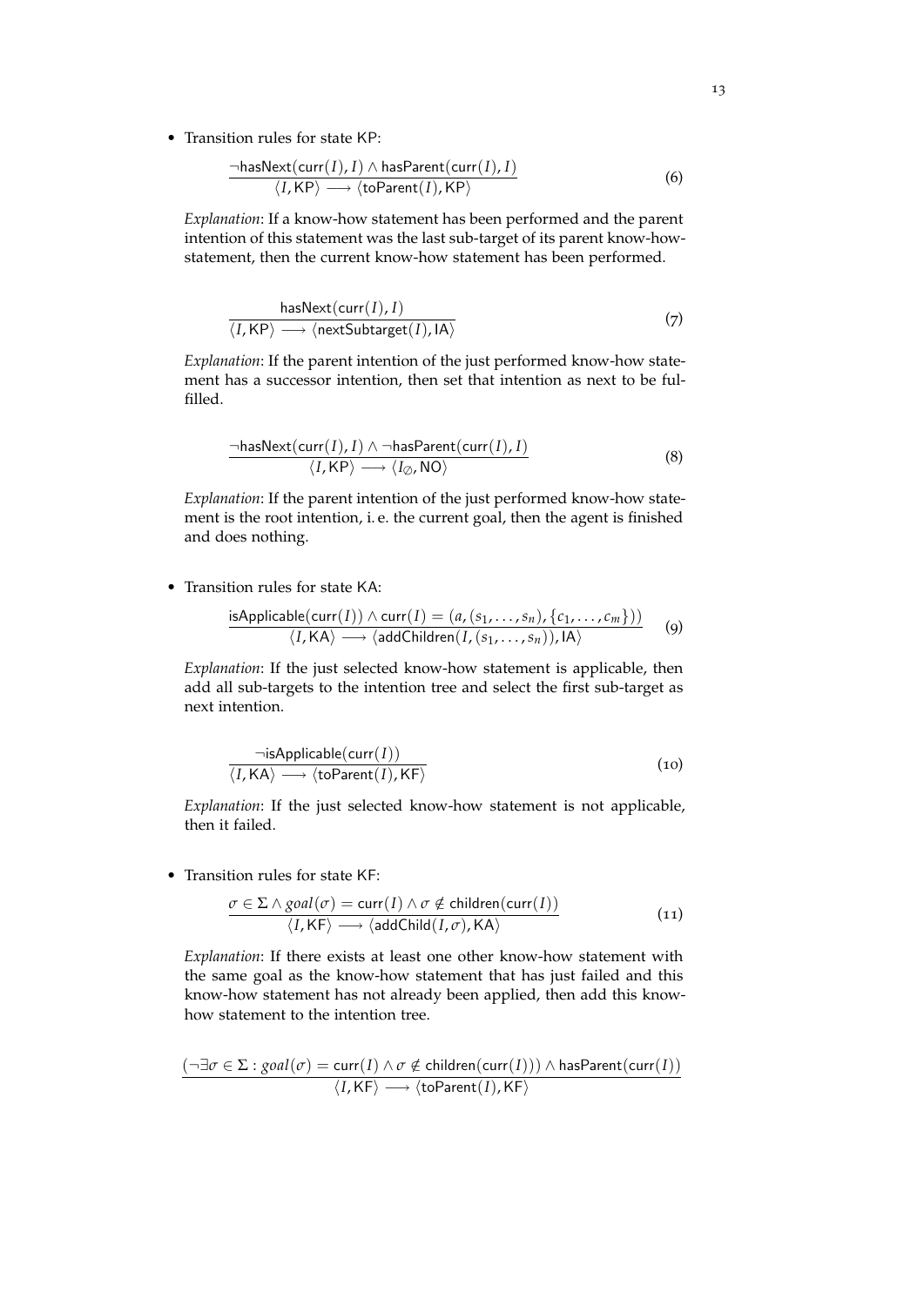- Transition rules for state KP:

$$\frac{\neg\mathsf{hasNext}(\mathsf{curr}(I), I) \wedge \mathsf{hasParent}(\mathsf{curr}(I), I)}{\langle I, \mathsf{KP}\rangle \longrightarrow \langle \mathsf{toParent}(I), \mathsf{KP}\rangle} \tag{6}$$

  *Explanation*: If a know-how statement has been performed and the parent intention of this statement was the last sub-target of its parent know-how-statement, then the current know-how statement has been performed.

$$\frac{\mathsf{hasNext}(\mathsf{curr}(I), I)}{\langle I, \mathsf{KP}\rangle \longrightarrow \langle \mathsf{nextSubtarget}(I), \mathsf{IA}\rangle} \tag{7}$$

  *Explanation*: If the parent intention of the just performed know-how statement has a successor intention, then set that intention as next to be fulfilled.

$$\frac{\neg\mathsf{hasNext}(\mathsf{curr}(I), I) \wedge \neg\mathsf{hasParent}(\mathsf{curr}(I), I)}{\langle I, \mathsf{KP}\rangle \longrightarrow \langle I_{\emptyset}, \mathsf{NO}\rangle} \tag{8}$$

  *Explanation*: If the parent intention of the just performed know-how statement is the root intention, i. e. the current goal, then the agent is finished and does nothing.

- Transition rules for state KA:

$$\frac{\mathsf{isApplicable}(\mathsf{curr}(I)) \wedge \mathsf{curr}(I) = (a, (s_1, \ldots, s_n), \{c_1, \ldots, c_m\})}{\langle I, \mathsf{KA}\rangle \longrightarrow \langle \mathsf{addChildren}(I, (s_1, \ldots, s_n)), \mathsf{IA}\rangle} \tag{9}$$

  *Explanation*: If the just selected know-how statement is applicable, then add all sub-targets to the intention tree and select the first sub-target as next intention.

$$\frac{\neg\mathsf{isApplicable}(\mathsf{curr}(I))}{\langle I, \mathsf{KA}\rangle \longrightarrow \langle \mathsf{toParent}(I), \mathsf{KF}\rangle} \tag{10}$$

  *Explanation*: If the just selected know-how statement is not applicable, then it failed.

- Transition rules for state KF:

$$\frac{\sigma \in \Sigma \wedge goal(\sigma) = \mathsf{curr}(I) \wedge \sigma \notin \mathsf{children}(\mathsf{curr}(I))}{\langle I, \mathsf{KF}\rangle \longrightarrow \langle \mathsf{addChild}(I, \sigma), \mathsf{KA}\rangle} \tag{11}$$

  *Explanation*: If there exists at least one other know-how statement with the same goal as the know-how statement that has just failed and this know-how statement has not already been applied, then add this know-how statement to the intention tree.

$$\frac{(\neg\exists\sigma \in \Sigma : goal(\sigma) = \mathsf{curr}(I) \wedge \sigma \notin \mathsf{children}(\mathsf{curr}(I))) \wedge \mathsf{hasParent}(\mathsf{curr}(I))}{\langle I, \mathsf{KF}\rangle \longrightarrow \langle \mathsf{toParent}(I), \mathsf{KF}\rangle}$$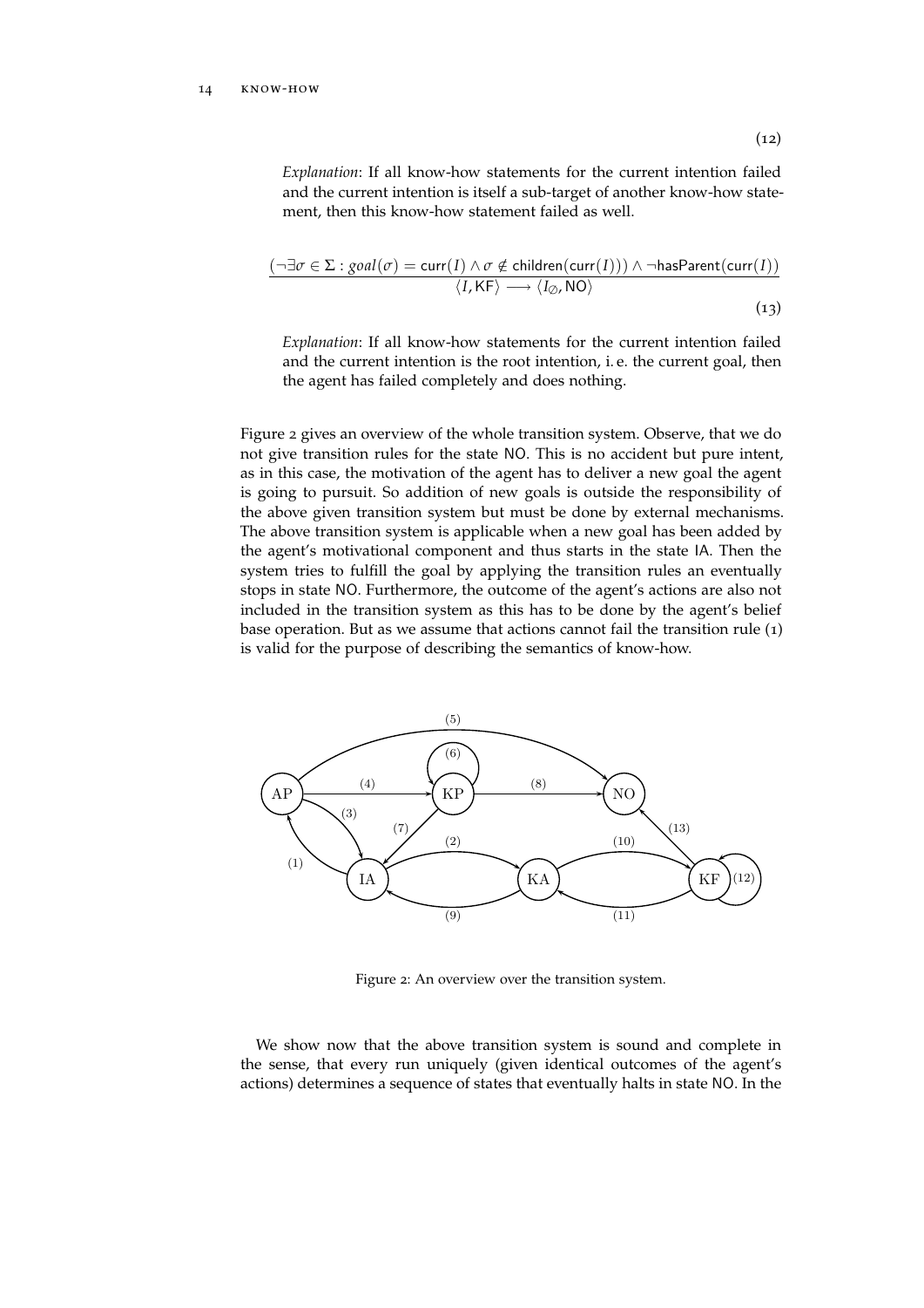$$(12)$$

*Explanation*: If all know-how statements for the current intention failed and the current intention is itself a sub-target of another know-how statement, then this know-how statement failed as well.

$$\frac{(\neg\exists\sigma \in \Sigma : goal(\sigma) = \mathsf{curr}(I) \land \sigma \notin \mathsf{children}(\mathsf{curr}(I))) \land \neg\mathsf{hasParent}(\mathsf{curr}(I))}{\langle I, \mathsf{KF}\rangle \longrightarrow \langle I_{\emptyset}, \mathsf{NO}\rangle} \tag{13}$$

*Explanation*: If all know-how statements for the current intention failed and the current intention is the root intention, i. e. the current goal, then the agent has failed completely and does nothing.

Figure 2 gives an overview of the whole transition system. Observe, that we do not give transition rules for the state NO. This is no accident but pure intent, as in this case, the motivation of the agent has to deliver a new goal the agent is going to pursuit. So addition of new goals is outside the responsibility of the above given transition system but must be done by external mechanisms. The above transition system is applicable when a new goal has been added by the agent's motivational component and thus starts in the state IA. Then the system tries to fulfill the goal by applying the transition rules an eventually stops in state NO. Furthermore, the outcome of the agent's actions are also not included in the transition system as this has to be done by the agent's belief base operation. But as we assume that actions cannot fail the transition rule (1) is valid for the purpose of describing the semantics of know-how.

Figure 2: An overview over the transition system.

We show now that the above transition system is sound and complete in the sense, that every run uniquely (given identical outcomes of the agent's actions) determines a sequence of states that eventually halts in state NO. In the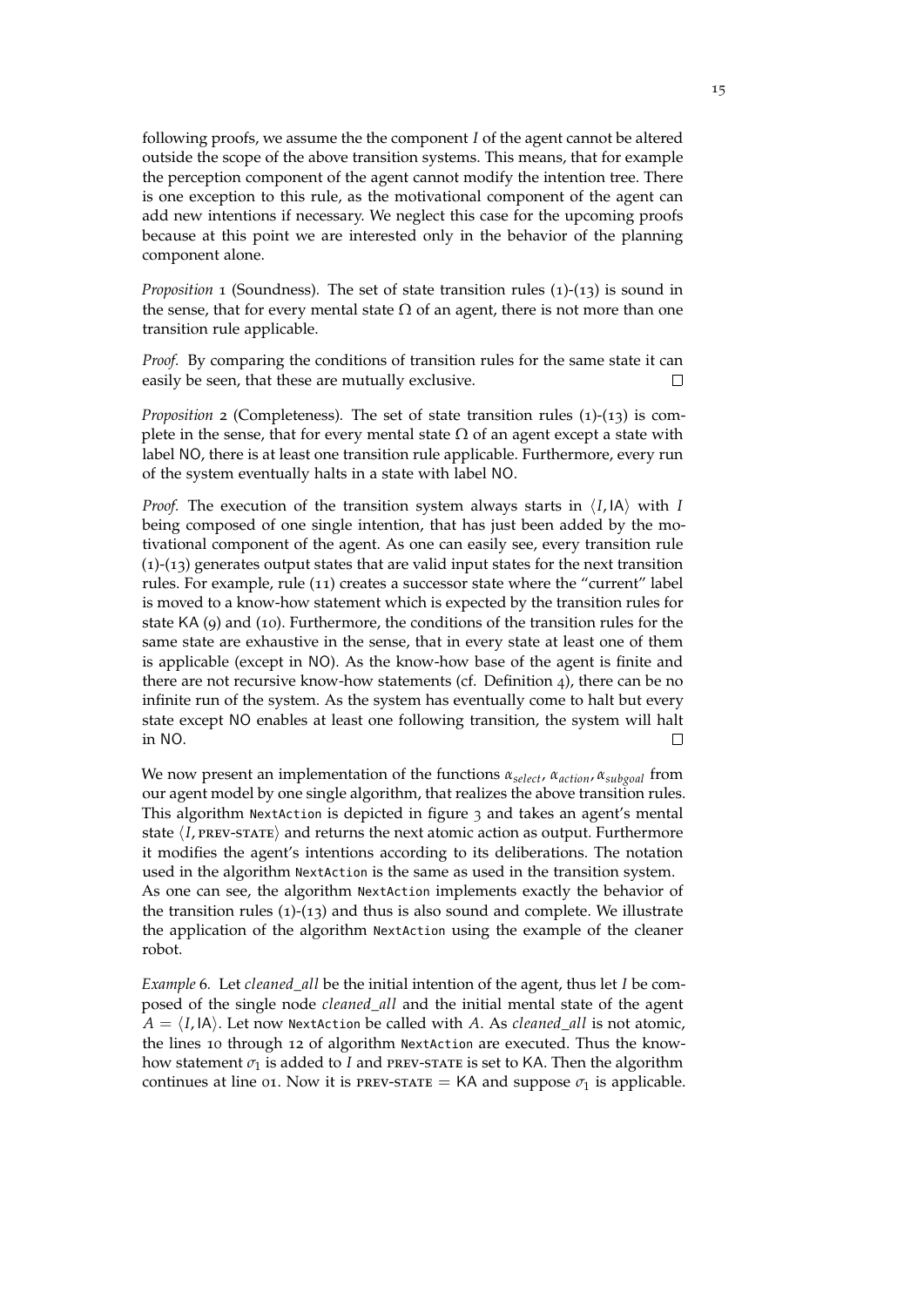following proofs, we assume the the component $I$ of the agent cannot be altered outside the scope of the above transition systems. This means, that for example the perception component of the agent cannot modify the intention tree. There is one exception to this rule, as the motivational component of the agent can add new intentions if necessary. We neglect this case for the upcoming proofs because at this point we are interested only in the behavior of the planning component alone.

*Proposition* 1 (Soundness)*.* The set of state transition rules (1)-(13) is sound in the sense, that for every mental state $\Omega$ of an agent, there is not more than one transition rule applicable.

*Proof.* By comparing the conditions of transition rules for the same state it can easily be seen, that these are mutually exclusive. □

*Proposition* 2 (Completeness)*.* The set of state transition rules (1)-(13) is complete in the sense, that for every mental state $\Omega$ of an agent except a state with label NO, there is at least one transition rule applicable. Furthermore, every run of the system eventually halts in a state with label NO.

*Proof.* The execution of the transition system always starts in $\langle I, \mathsf{IA} \rangle$ with $I$ being composed of one single intention, that has just been added by the motivational component of the agent. As one can easily see, every transition rule (1)-(13) generates output states that are valid input states for the next transition rules. For example, rule (11) creates a successor state where the "current" label is moved to a know-how statement which is expected by the transition rules for state KA (9) and (10). Furthermore, the conditions of the transition rules for the same state are exhaustive in the sense, that in every state at least one of them is applicable (except in NO). As the know-how base of the agent is finite and there are not recursive know-how statements (cf. Definition 4), there can be no infinite run of the system. As the system has eventually come to halt but every state except NO enables at least one following transition, the system will halt in NO. □

We now present an implementation of the functions $\alpha_{select}$, $\alpha_{action}$, $\alpha_{subgoal}$ from our agent model by one single algorithm, that realizes the above transition rules. This algorithm `NextAction` is depicted in figure 3 and takes an agent's mental state $\langle I, \textsc{prev-state} \rangle$ and returns the next atomic action as output. Furthermore it modifies the agent's intentions according to its deliberations. The notation used in the algorithm `NextAction` is the same as used in the transition system.
As one can see, the algorithm `NextAction` implements exactly the behavior of the transition rules (1)-(13) and thus is also sound and complete. We illustrate the application of the algorithm `NextAction` using the example of the cleaner robot.

*Example* 6*.* Let *cleaned_all* be the initial intention of the agent, thus let $I$ be composed of the single node *cleaned_all* and the initial mental state of the agent $A = \langle I, \mathsf{IA} \rangle$. Let now `NextAction` be called with $A$. As *cleaned_all* is not atomic, the lines 10 through 12 of algorithm `NextAction` are executed. Thus the know-how statement $\sigma_1$ is added to $I$ and $\textsc{prev-state}$ is set to KA. Then the algorithm continues at line 01. Now it is $\textsc{prev-state} = \mathsf{KA}$ and suppose $\sigma_1$ is applicable.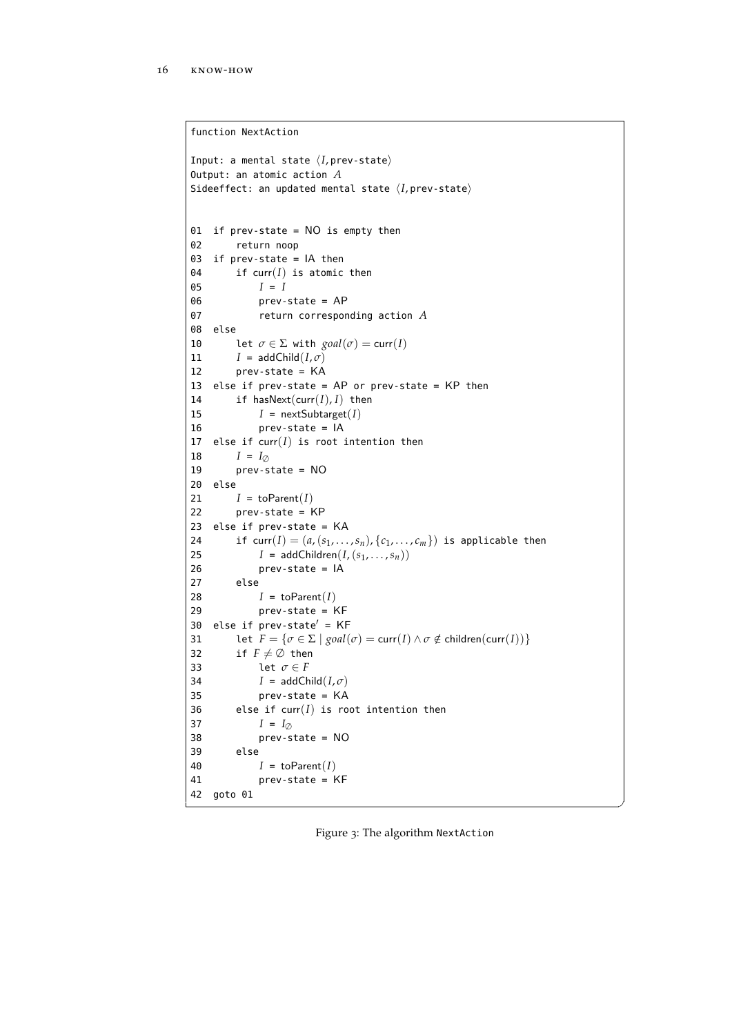```
function NextAction

Input: a mental state ⟨I, prev-state⟩
Output: an atomic action A
Sideeffect: an updated mental state ⟨I, prev-state⟩


01  if prev-state = NO is empty then
02      return noop
03  if prev-state = IA then
04      if curr(I) is atomic then
05          I = I
06          prev-state = AP
07          return corresponding action A
08  else
10      let σ ∈ Σ with goal(σ) = curr(I)
11      I = addChild(I, σ)
12      prev-state = KA
13  else if prev-state = AP or prev-state = KP then
14      if hasNext(curr(I), I) then
15          I = nextSubtarget(I)
16          prev-state = IA
17  else if curr(I) is root intention then
18      I = I_∅
19      prev-state = NO
20  else
21      I = toParent(I)
22      prev-state = KP
23  else if prev-state = KA
24      if curr(I) = (a, (s_1, ..., s_n), {c_1, ..., c_m}) is applicable then
25          I = addChildren(I, (s_1, ..., s_n))
26          prev-state = IA
27      else
28          I = toParent(I)
29          prev-state = KF
30  else if prev-state' = KF
31      let F = {σ ∈ Σ | goal(σ) = curr(I) ∧ σ ∉ children(curr(I))}
32      if F ≠ ∅ then
33          let σ ∈ F
34          I = addChild(I, σ)
35          prev-state = KA
36      else if curr(I) is root intention then
37          I = I_∅
38          prev-state = NO
39      else
40          I = toParent(I)
41          prev-state = KF
42  goto 01
```

Figure 3: The algorithm NextAction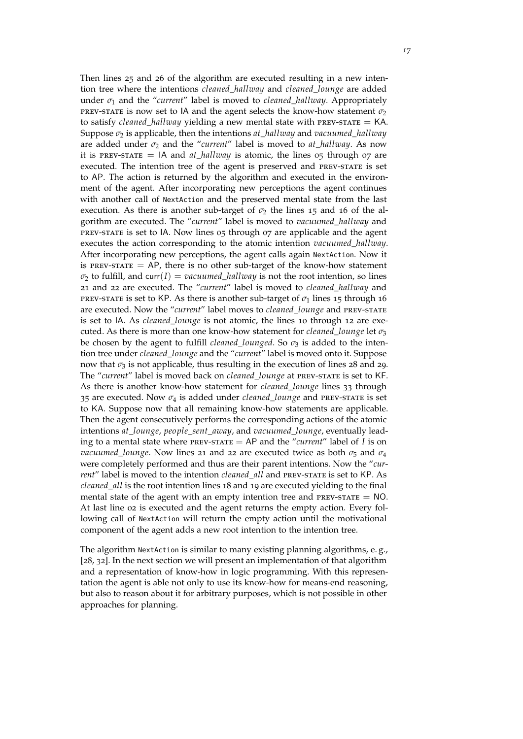Then lines 25 and 26 of the algorithm are executed resulting in a new intention tree where the intentions *cleaned_hallway* and *cleaned_lounge* are added under $\sigma_1$ and the "*current*" label is moved to *cleaned_hallway*. Appropriately PREV-STATE is now set to IA and the agent selects the know-how statement $\sigma_2$ to satisfy *cleaned_hallway* yielding a new mental state with PREV-STATE = KA. Suppose $\sigma_2$ is applicable, then the intentions *at_hallway* and *vacuumed_hallway* are added under $\sigma_2$ and the "*current*" label is moved to *at_hallway*. As now it is PREV-STATE = IA and *at_hallway* is atomic, the lines 05 through 07 are executed. The intention tree of the agent is preserved and PREV-STATE is set to AP. The action is returned by the algorithm and executed in the environment of the agent. After incorporating new perceptions the agent continues with another call of NextAction and the preserved mental state from the last execution. As there is another sub-target of $\sigma_2$ the lines 15 and 16 of the algorithm are executed. The "*current*" label is moved to *vacuumed_hallway* and PREV-STATE is set to IA. Now lines 05 through 07 are applicable and the agent executes the action corresponding to the atomic intention *vacuumed_hallway*. After incorporating new perceptions, the agent calls again NextAction. Now it is PREV-STATE = AP, there is no other sub-target of the know-how statement $\sigma_2$ to fulfill, and $\mathsf{curr}(I) = vacuumed\_hallway$ is not the root intention, so lines 21 and 22 are executed. The "*current*" label is moved to *cleaned_hallway* and PREV-STATE is set to KP. As there is another sub-target of $\sigma_1$ lines 15 through 16 are executed. Now the "*current*" label moves to *cleaned_lounge* and PREV-STATE is set to IA. As *cleaned_lounge* is not atomic, the lines 10 through 12 are executed. As there is more than one know-how statement for *cleaned_lounge* let $\sigma_3$ be chosen by the agent to fulfill *cleaned_lounged*. So $\sigma_3$ is added to the intention tree under *cleaned_lounge* and the "*current*" label is moved onto it. Suppose now that $\sigma_3$ is not applicable, thus resulting in the execution of lines 28 and 29. The "*current*" label is moved back on *cleaned_lounge* at PREV-STATE is set to KF. As there is another know-how statement for *cleaned_lounge* lines 33 through 35 are executed. Now $\sigma_4$ is added under *cleaned_lounge* and PREV-STATE is set to KA. Suppose now that all remaining know-how statements are applicable. Then the agent consecutively performs the corresponding actions of the atomic intentions *at_lounge*, *people_sent_away*, and *vacuumed_lounge*, eventually leading to a mental state where PREV-STATE = AP and the "*current*" label of $I$ is on *vacuumed_lounge*. Now lines 21 and 22 are executed twice as both $\sigma_5$ and $\sigma_4$ were completely performed and thus are their parent intentions. Now the "*current*" label is moved to the intention *cleaned_all* and PREV-STATE is set to KP. As *cleaned_all* is the root intention lines 18 and 19 are executed yielding to the final mental state of the agent with an empty intention tree and PREV-STATE = NO. At last line 02 is executed and the agent returns the empty action. Every following call of NextAction will return the empty action until the motivational component of the agent adds a new root intention to the intention tree.

The algorithm NextAction is similar to many existing planning algorithms, e. g., [28, 32]. In the next section we will present an implementation of that algorithm and a representation of know-how in logic programming. With this representation the agent is able not only to use its know-how for means-end reasoning, but also to reason about it for arbitrary purposes, which is not possible in other approaches for planning.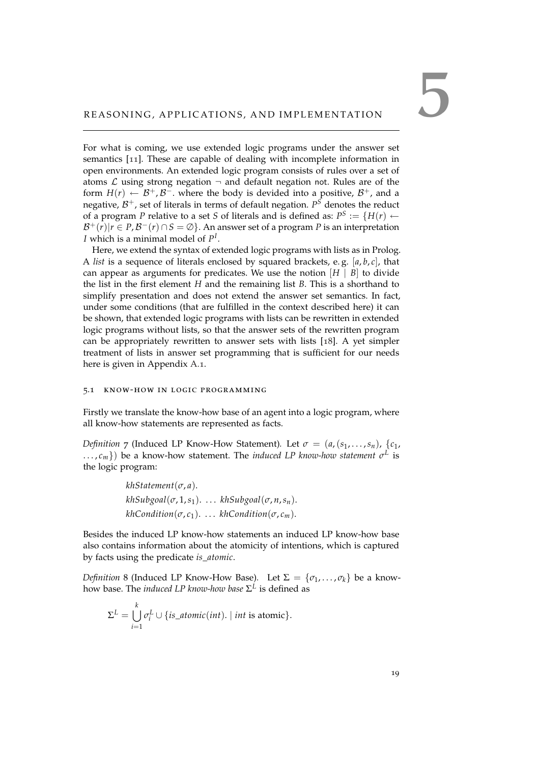# 5 REASONING, APPLICATIONS, AND IMPLEMENTATION

For what is coming, we use extended logic programs under the answer set semantics [11]. These are capable of dealing with incomplete information in open environments. An extended logic program consists of rules over a set of atoms $\mathcal{L}$ using strong negation $\neg$ and default negation not. Rules are of the form $H(r) \leftarrow \mathcal{B}^+, \mathcal{B}^-$. where the body is devided into a positive, $\mathcal{B}^+$, and a negative, $\mathcal{B}^+$, set of literals in terms of default negation. $P^S$ denotes the reduct of a program $P$ relative to a set $S$ of literals and is defined as: $P^S := \{H(r) \leftarrow \mathcal{B}^+(r) | r \in P, \mathcal{B}^-(r) \cap S = \emptyset\}$. An answer set of a program $P$ is an interpretation $I$ which is a minimal model of $P^I$.

Here, we extend the syntax of extended logic programs with lists as in Prolog. A *list* is a sequence of literals enclosed by squared brackets, e. g. $[a, b, c]$, that can appear as arguments for predicates. We use the notion $[H \mid B]$ to divide the list in the first element $H$ and the remaining list $B$. This is a shorthand to simplify presentation and does not extend the answer set semantics. In fact, under some conditions (that are fulfilled in the context described here) it can be shown, that extended logic programs with lists can be rewritten in extended logic programs without lists, so that the answer sets of the rewritten program can be appropriately rewritten to answer sets with lists [18]. A yet simpler treatment of lists in answer set programming that is sufficient for our needs here is given in Appendix A.1.

## 5.1 KNOW-HOW IN LOGIC PROGRAMMING

Firstly we translate the know-how base of an agent into a logic program, where all know-how statements are represented as facts.

*Definition* 7 (Induced LP Know-How Statement). Let $\sigma = (a, (s_1, \ldots, s_n), \{c_1, \ldots, c_m\})$ be a know-how statement. The *induced LP know-how statement* $\sigma^L$ is the logic program:

$$
\begin{aligned}
&khStatement(\sigma, a). \\
&khSubgoal(\sigma, 1, s_1). \;\ldots\; khSubgoal(\sigma, n, s_n). \\
&khCondition(\sigma, c_1). \;\ldots\; khCondition(\sigma, c_m).
\end{aligned}
$$

Besides the induced LP know-how statements an induced LP know-how base also contains information about the atomicity of intentions, which is captured by facts using the predicate *is_atomic*.

*Definition* 8 (Induced LP Know-How Base). Let $\Sigma = \{\sigma_1, \ldots, \sigma_k\}$ be a know-how base. The *induced LP know-how base* $\Sigma^L$ is defined as

$$
\Sigma^L = \bigcup_{i=1}^{k} \sigma_i^L \cup \{is\_atomic(int). \mid int \text{ is atomic}\}.
$$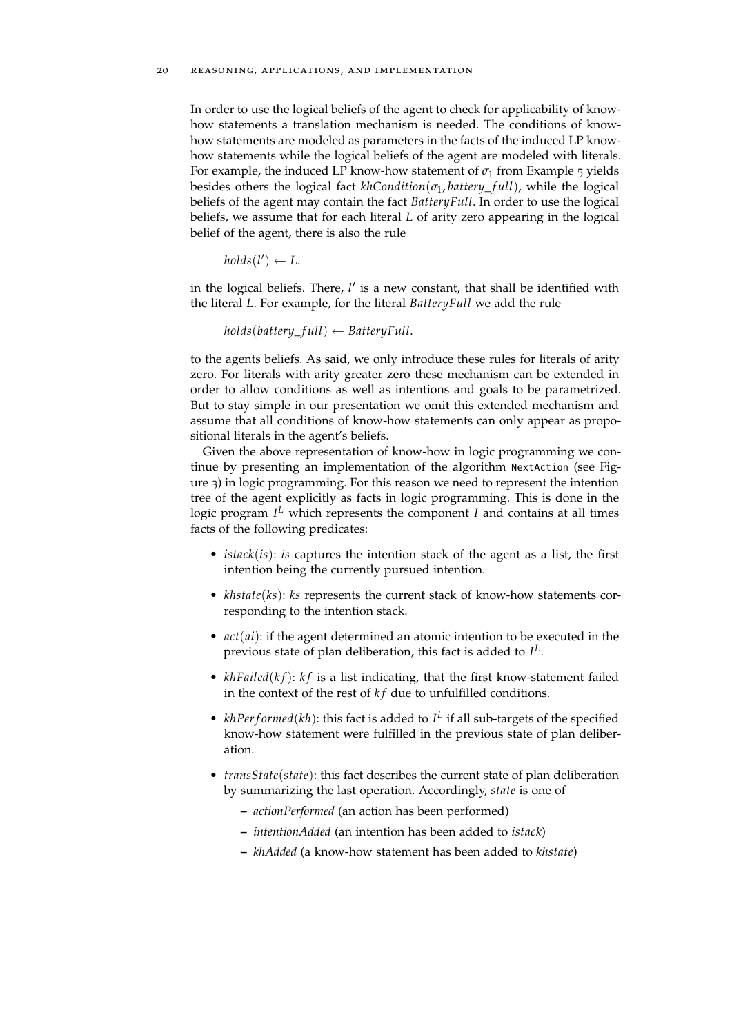In order to use the logical beliefs of the agent to check for applicability of know-how statements a translation mechanism is needed. The conditions of know-how statements are modeled as parameters in the facts of the induced LP know-how statements while the logical beliefs of the agent are modeled with literals. For example, the induced LP know-how statement of $\sigma_1$ from Example 5 yields besides others the logical fact $khCondition(\sigma_1, battery\_full)$, while the logical beliefs of the agent may contain the fact *BatteryFull*. In order to use the logical beliefs, we assume that for each literal $L$ of arity zero appearing in the logical belief of the agent, there is also the rule

$$holds(l') \leftarrow L.$$

in the logical beliefs. There, $l'$ is a new constant, that shall be identified with the literal $L$. For example, for the literal *BatteryFull* we add the rule

$$holds(battery\_full) \leftarrow BatteryFull.$$

to the agents beliefs. As said, we only introduce these rules for literals of arity zero. For literals with arity greater zero these mechanism can be extended in order to allow conditions as well as intentions and goals to be parametrized. But to stay simple in our presentation we omit this extended mechanism and assume that all conditions of know-how statements can only appear as propositional literals in the agent's beliefs.

Given the above representation of know-how in logic programming we continue by presenting an implementation of the algorithm NextAction (see Figure 3) in logic programming. For this reason we need to represent the intention tree of the agent explicitly as facts in logic programming. This is done in the logic program $I^L$ which represents the component $I$ and contains at all times facts of the following predicates:

- $istack(is)$: $is$ captures the intention stack of the agent as a list, the first intention being the currently pursued intention.
- $khstate(ks)$: $ks$ represents the current stack of know-how statements corresponding to the intention stack.
- $act(ai)$: if the agent determined an atomic intention to be executed in the previous state of plan deliberation, this fact is added to $I^L$.
- $khFailed(kf)$: $kf$ is a list indicating, that the first know-statement failed in the context of the rest of $kf$ due to unfulfilled conditions.
- $khPerformed(kh)$: this fact is added to $I^L$ if all sub-targets of the specified know-how statement were fulfilled in the previous state of plan deliberation.
- $transState(state)$: this fact describes the current state of plan deliberation by summarizing the last operation. Accordingly, $state$ is one of
  - *actionPerformed* (an action has been performed)
  - *intentionAdded* (an intention has been added to *istack*)
  - *khAdded* (a know-how statement has been added to *khstate*)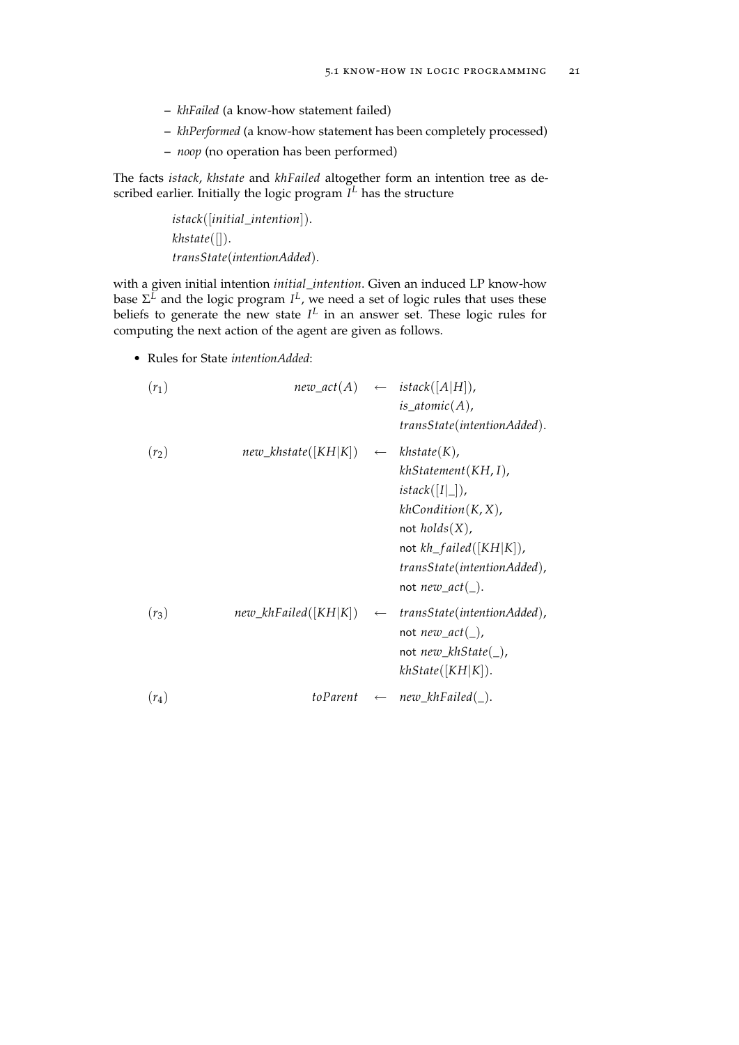- *khFailed* (a know-how statement failed)
  - *khPerformed* (a know-how statement has been completely processed)
  - *noop* (no operation has been performed)

The facts *istack*, *khstate* and *khFailed* altogether form an intention tree as described earlier. Initially the logic program $I^L$ has the structure

$$
\begin{aligned}
&\mathit{istack}([\mathit{initial\_intention}]).\\
&\mathit{khstate}([]).\\
&\mathit{transState}(\mathit{intentionAdded}).
\end{aligned}
$$

with a given initial intention *initial_intention*. Given an induced LP know-how base $\Sigma^L$ and the logic program $I^L$, we need a set of logic rules that uses these beliefs to generate the new state $I^L$ in an answer set. These logic rules for computing the next action of the agent are given as follows.

- Rules for State *intentionAdded*:

$$
\begin{array}{llll}
(r_1) & \mathit{new\_act}(A) & \leftarrow & \mathit{istack}([A|H]),\\
& & & \mathit{is\_atomic}(A),\\
& & & \mathit{transState}(\mathit{intentionAdded}).\\
(r_2) & \mathit{new\_khstate}([KH|K]) & \leftarrow & \mathit{khstate}(K),\\
& & & \mathit{khStatement}(KH, I),\\
& & & \mathit{istack}([I|\_]),\\
& & & \mathit{khCondition}(K, X),\\
& & & \text{not } \mathit{holds}(X),\\
& & & \text{not } \mathit{kh\_failed}([KH|K]),\\
& & & \mathit{transState}(\mathit{intentionAdded}),\\
& & & \text{not } \mathit{new\_act}(\_).\\
(r_3) & \mathit{new\_khFailed}([KH|K]) & \leftarrow & \mathit{transState}(\mathit{intentionAdded}),\\
& & & \text{not } \mathit{new\_act}(\_),\\
& & & \text{not } \mathit{new\_khState}(\_),\\
& & & \mathit{khState}([KH|K]).\\
(r_4) & \mathit{toParent} & \leftarrow & \mathit{new\_khFailed}(\_).
\end{array}
$$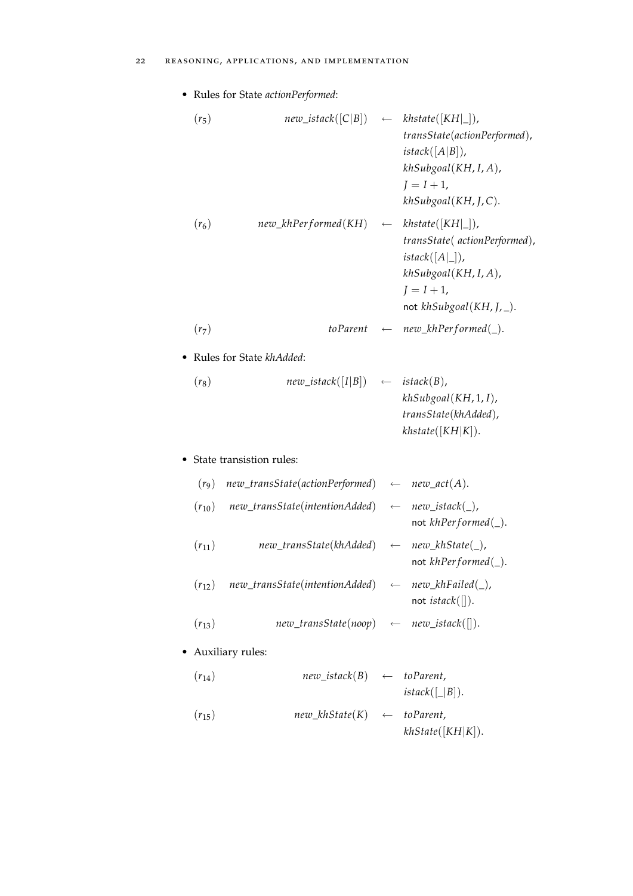- Rules for State *actionPerformed*:

$$(r_5) \quad new\_istack([C|B]) \leftarrow khstate([KH|\_]), transState(actionPerformed), istack([A|B]), khSubgoal(KH, I, A), J = I + 1, khSubgoal(KH, J, C).$$

$$(r_6) \quad new\_khPerformed(KH) \leftarrow khstate([KH|\_]), transState(actionPerformed), istack([A|\_]), khSubgoal(KH, I, A), J = I + 1, \text{not } khSubgoal(KH, J, \_).$$

$$(r_7) \quad toParent \leftarrow new\_khPerformed(\_).$$

- Rules for State *khAdded*:

$$(r_8) \quad new\_istack([I|B]) \leftarrow istack(B), khSubgoal(KH, 1, I), transState(khAdded), khstate([KH|K]).$$

- State transistion rules:

$$(r_9) \quad new\_transState(actionPerformed) \leftarrow new\_act(A).$$

$$(r_{10}) \quad new\_transState(intentionAdded) \leftarrow new\_istack(\_), \text{not } khPerformed(\_).$$

$$(r_{11}) \quad new\_transState(khAdded) \leftarrow new\_khState(\_), \text{not } khPerformed(\_).$$

$$(r_{12}) \quad new\_transState(intentionAdded) \leftarrow new\_khFailed(\_), \text{not } istack([]).$$

$$(r_{13}) \quad new\_transState(noop) \leftarrow new\_istack([]).$$

- Auxiliary rules:

$$(r_{14}) \quad new\_istack(B) \leftarrow toParent, istack([\_|B]).$$

$$(r_{15}) \quad new\_khState(K) \leftarrow toParent, khState([KH|K]).$$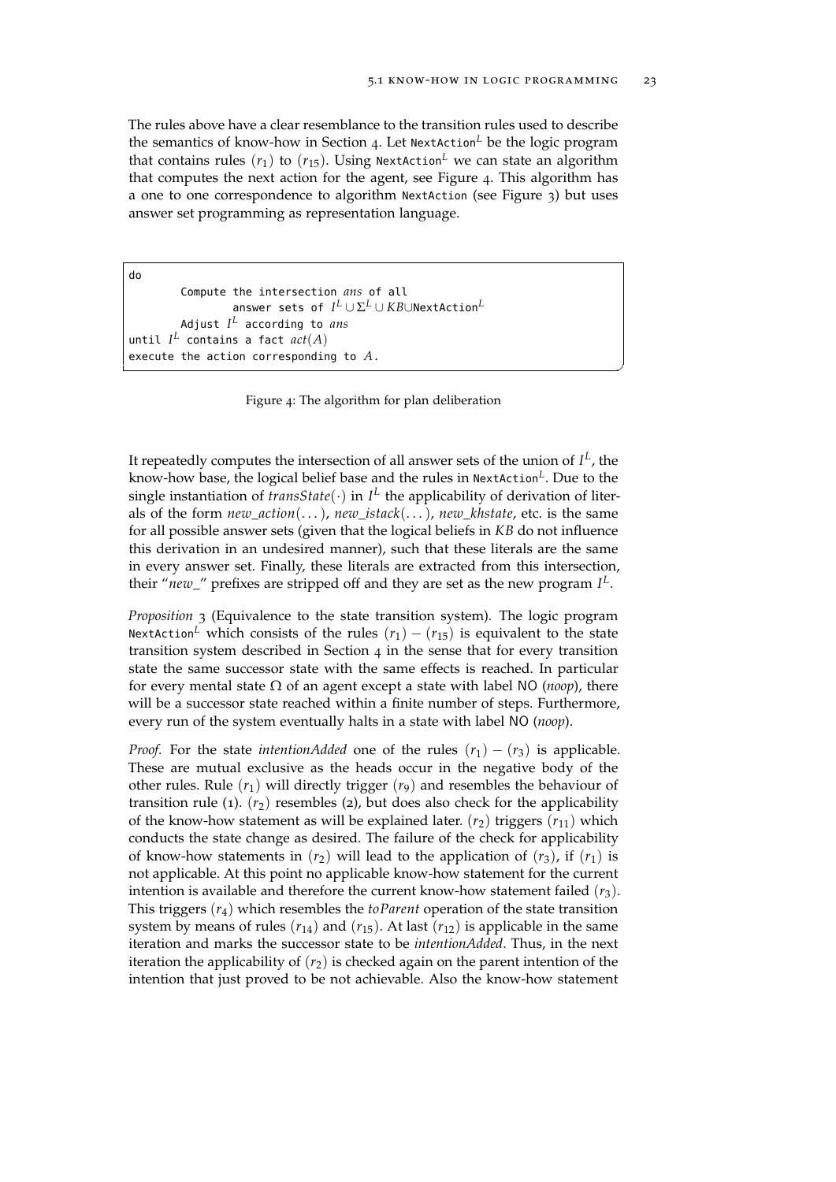The rules above have a clear resemblance to the transition rules used to describe the semantics of know-how in Section 4. Let $\texttt{NextAction}^L$ be the logic program that contains rules $(r_1)$ to $(r_{15})$. Using $\texttt{NextAction}^L$ we can state an algorithm that computes the next action for the agent, see Figure 4. This algorithm has a one to one correspondence to algorithm NextAction (see Figure 3) but uses answer set programming as representation language.

```
do
        Compute the intersection ans of all
                answer sets of I^L ∪ Σ^L ∪ KB ∪ NextAction^L
        Adjust I^L according to ans
until I^L contains a fact act(A)
execute the action corresponding to A.
```

Figure 4: The algorithm for plan deliberation

It repeatedly computes the intersection of all answer sets of the union of $I^L$, the know-how base, the logical belief base and the rules in $\texttt{NextAction}^L$. Due to the single instantiation of $transState(\cdot)$ in $I^L$ the applicability of derivation of literals of the form $new\_action(\dots)$, $new\_istack(\dots)$, $new\_khstate$, etc. is the same for all possible answer sets (given that the logical beliefs in $KB$ do not influence this derivation in an undesired manner), such that these literals are the same in every answer set. Finally, these literals are extracted from this intersection, their "*new_*" prefixes are stripped off and they are set as the new program $I^L$.

*Proposition* 3 (Equivalence to the state transition system). The logic program $\texttt{NextAction}^L$ which consists of the rules $(r_1) - (r_{15})$ is equivalent to the state transition system described in Section 4 in the sense that for every transition state the same successor state with the same effects is reached. In particular for every mental state $\Omega$ of an agent except a state with label NO (*noop*), there will be a successor state reached within a finite number of steps. Furthermore, every run of the system eventually halts in a state with label NO (*noop*).

*Proof.* For the state *intentionAdded* one of the rules $(r_1) - (r_3)$ is applicable. These are mutual exclusive as the heads occur in the negative body of the other rules. Rule $(r_1)$ will directly trigger $(r_9)$ and resembles the behaviour of transition rule (1). $(r_2)$ resembles (2), but does also check for the applicability of the know-how statement as will be explained later. $(r_2)$ triggers $(r_{11})$ which conducts the state change as desired. The failure of the check for applicability of know-how statements in $(r_2)$ will lead to the application of $(r_3)$, if $(r_1)$ is not applicable. At this point no applicable know-how statement for the current intention is available and therefore the current know-how statement failed $(r_3)$. This triggers $(r_4)$ which resembles the *toParent* operation of the state transition system by means of rules $(r_{14})$ and $(r_{15})$. At last $(r_{12})$ is applicable in the same iteration and marks the successor state to be *intentionAdded*. Thus, in the next iteration the applicability of $(r_2)$ is checked again on the parent intention of the intention that just proved to be not achievable. Also the know-how statement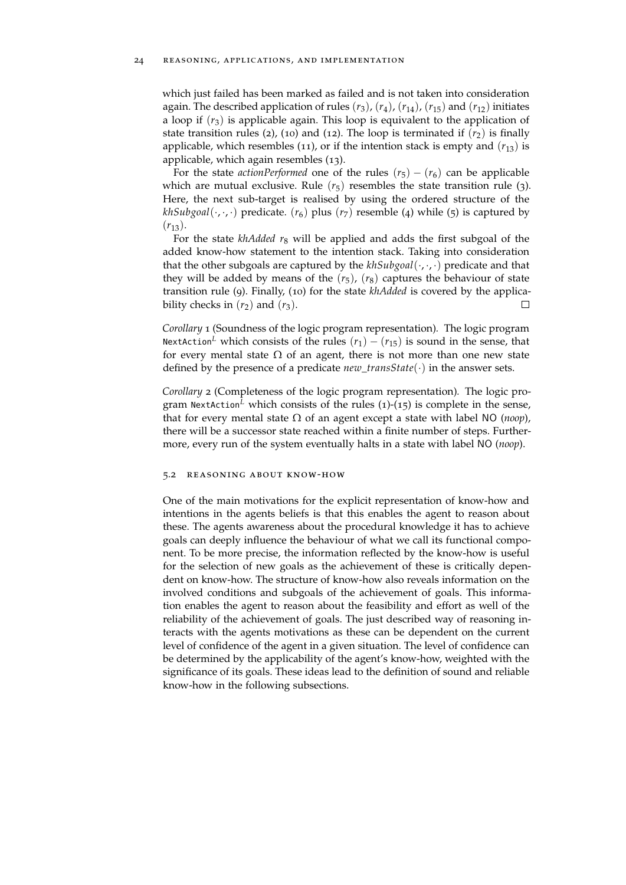which just failed has been marked as failed and is not taken into consideration again. The described application of rules $(r_3)$, $(r_4)$, $(r_{14})$, $(r_{15})$ and $(r_{12})$ initiates a loop if $(r_3)$ is applicable again. This loop is equivalent to the application of state transition rules (2), (10) and (12). The loop is terminated if $(r_2)$ is finally applicable, which resembles (11), or if the intention stack is empty and $(r_{13})$ is applicable, which again resembles (13).

For the state *actionPerformed* one of the rules $(r_5) - (r_6)$ can be applicable which are mutual exclusive. Rule $(r_5)$ resembles the state transition rule (3). Here, the next sub-target is realised by using the ordered structure of the $khSubgoal(\cdot,\cdot,\cdot)$ predicate. $(r_6)$ plus $(r_7)$ resemble (4) while (5) is captured by $(r_{13})$.

For the state *khAdded* $r_8$ will be applied and adds the first subgoal of the added know-how statement to the intention stack. Taking into consideration that the other subgoals are captured by the $khSubgoal(\cdot,\cdot,\cdot)$ predicate and that they will be added by means of the $(r_5)$, $(r_8)$ captures the behaviour of state transition rule (9). Finally, (10) for the state *khAdded* is covered by the applicability checks in $(r_2)$ and $(r_3)$. □

*Corollary* 1 (Soundness of the logic program representation). The logic program `NextAction`$^L$ which consists of the rules $(r_1) - (r_{15})$ is sound in the sense, that for every mental state $\Omega$ of an agent, there is not more than one new state defined by the presence of a predicate $new\_transState(\cdot)$ in the answer sets.

*Corollary* 2 (Completeness of the logic program representation). The logic program `NextAction`$^L$ which consists of the rules (1)-(15) is complete in the sense, that for every mental state $\Omega$ of an agent except a state with label NO (*noop*), there will be a successor state reached within a finite number of steps. Furthermore, every run of the system eventually halts in a state with label NO (*noop*).

## 5.2 Reasoning about know-how

One of the main motivations for the explicit representation of know-how and intentions in the agents beliefs is that this enables the agent to reason about these. The agents awareness about the procedural knowledge it has to achieve goals can deeply influence the behaviour of what we call its functional component. To be more precise, the information reflected by the know-how is useful for the selection of new goals as the achievement of these is critically dependent on know-how. The structure of know-how also reveals information on the involved conditions and subgoals of the achievement of goals. This information enables the agent to reason about the feasibility and effort as well of the reliability of the achievement of goals. The just described way of reasoning interacts with the agents motivations as these can be dependent on the current level of confidence of the agent in a given situation. The level of confidence can be determined by the applicability of the agent's know-how, weighted with the significance of its goals. These ideas lead to the definition of sound and reliable know-how in the following subsections.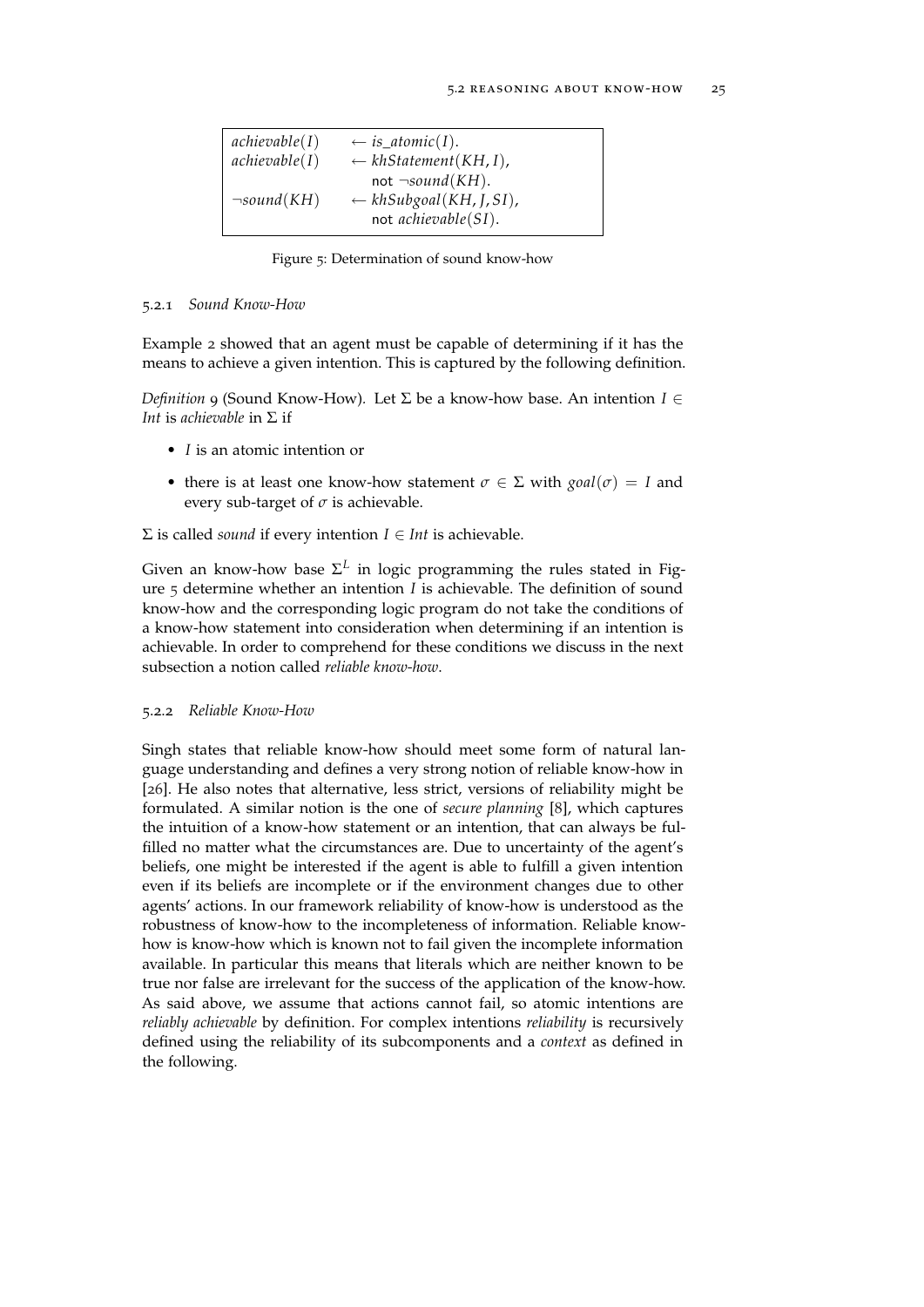$$
\begin{array}{ll}
achievable(I) & \leftarrow is\_atomic(I). \\
achievable(I) & \leftarrow khStatement(KH, I), \\
 & \quad \text{not } \neg sound(KH). \\
\neg sound(KH) & \leftarrow khSubgoal(KH, J, SI), \\
 & \quad \text{not } achievable(SI).
\end{array}
$$

Figure 5: Determination of sound know-how

#### 5.2.1 *Sound Know-How*

Example 2 showed that an agent must be capable of determining if it has the means to achieve a given intention. This is captured by the following definition.

*Definition* 9 (Sound Know-How). Let $\Sigma$ be a know-how base. An intention $I \in Int$ is *achievable* in $\Sigma$ if

- $I$ is an atomic intention or
- there is at least one know-how statement $\sigma \in \Sigma$ with $goal(\sigma) = I$ and every sub-target of $\sigma$ is achievable.

$\Sigma$ is called *sound* if every intention $I \in Int$ is achievable.

Given an know-how base $\Sigma^L$ in logic programming the rules stated in Figure 5 determine whether an intention $I$ is achievable. The definition of sound know-how and the corresponding logic program do not take the conditions of a know-how statement into consideration when determining if an intention is achievable. In order to comprehend for these conditions we discuss in the next subsection a notion called *reliable know-how*.

#### 5.2.2 *Reliable Know-How*

Singh states that reliable know-how should meet some form of natural language understanding and defines a very strong notion of reliable know-how in [26]. He also notes that alternative, less strict, versions of reliability might be formulated. A similar notion is the one of *secure planning* [8], which captures the intuition of a know-how statement or an intention, that can always be fulfilled no matter what the circumstances are. Due to uncertainty of the agent's beliefs, one might be interested if the agent is able to fulfill a given intention even if its beliefs are incomplete or if the environment changes due to other agents' actions. In our framework reliability of know-how is understood as the robustness of know-how to the incompleteness of information. Reliable know-how is know-how which is known not to fail given the incomplete information available. In particular this means that literals which are neither known to be true nor false are irrelevant for the success of the application of the know-how. As said above, we assume that actions cannot fail, so atomic intentions are *reliably achievable* by definition. For complex intentions *reliability* is recursively defined using the reliability of its subcomponents and a *context* as defined in the following.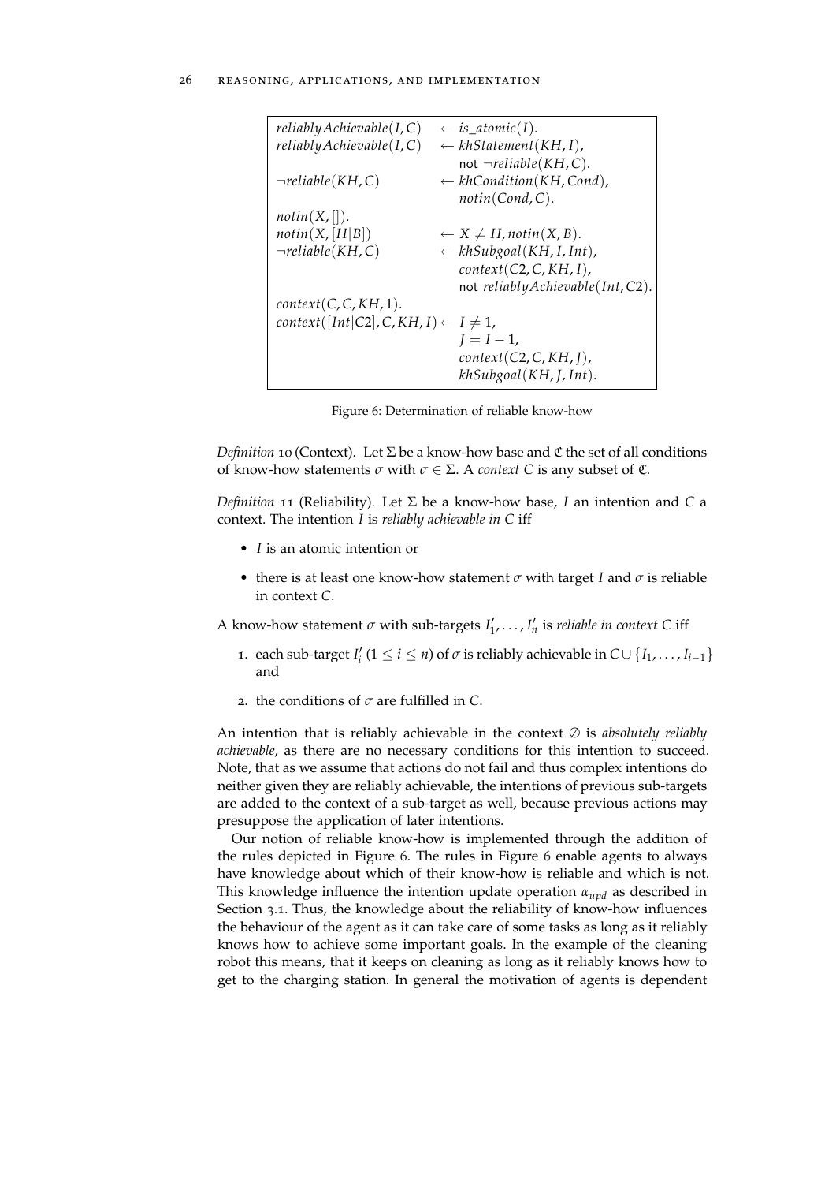```
reliablyAchievable(I,C)   ← is_atomic(I).
reliablyAchievable(I,C)   ← khStatement(KH,I),
                             not ¬reliable(KH,C).
¬reliable(KH,C)           ← khCondition(KH,Cond),
                             notin(Cond,C).
notin(X,[]).
notin(X,[H|B])            ← X ≠ H, notin(X,B).
¬reliable(KH,C)           ← khSubgoal(KH,I,Int),
                             context(C2,C,KH,I),
                             not reliablyAchievable(Int,C2).
context(C,C,KH,1).
context([Int|C2],C,KH,I) ← I ≠ 1,
                             J = I − 1,
                             context(C2,C,KH,J),
                             khSubgoal(KH,J,Int).
```

Figure 6: Determination of reliable know-how

*Definition* 10 (Context). Let $\Sigma$ be a know-how base and $\mathfrak{C}$ the set of all conditions of know-how statements $\sigma$ with $\sigma \in \Sigma$. A *context* $C$ is any subset of $\mathfrak{C}$.

*Definition* 11 (Reliability). Let $\Sigma$ be a know-how base, $I$ an intention and $C$ a context. The intention $I$ is *reliably achievable in* $C$ iff

- $I$ is an atomic intention or
- there is at least one know-how statement $\sigma$ with target $I$ and $\sigma$ is reliable in context $C$.

A know-how statement $\sigma$ with sub-targets $I'_1, \ldots, I'_n$ is *reliable in context* $C$ iff

1. each sub-target $I'_i$ ($1 \leq i \leq n$) of $\sigma$ is reliably achievable in $C \cup \{I_1, \ldots, I_{i-1}\}$ and
2. the conditions of $\sigma$ are fulfilled in $C$.

An intention that is reliably achievable in the context $\emptyset$ is *absolutely reliably achievable*, as there are no necessary conditions for this intention to succeed. Note, that as we assume that actions do not fail and thus complex intentions do neither given they are reliably achievable, the intentions of previous sub-targets are added to the context of a sub-target as well, because previous actions may presuppose the application of later intentions.

Our notion of reliable know-how is implemented through the addition of the rules depicted in Figure 6. The rules in Figure 6 enable agents to always have knowledge about which of their know-how is reliable and which is not. This knowledge influence the intention update operation $\alpha_{upd}$ as described in Section 3.1. Thus, the knowledge about the reliability of know-how influences the behaviour of the agent as it can take care of some tasks as long as it reliably knows how to achieve some important goals. In the example of the cleaning robot this means, that it keeps on cleaning as long as it reliably knows how to get to the charging station. In general the motivation of agents is dependent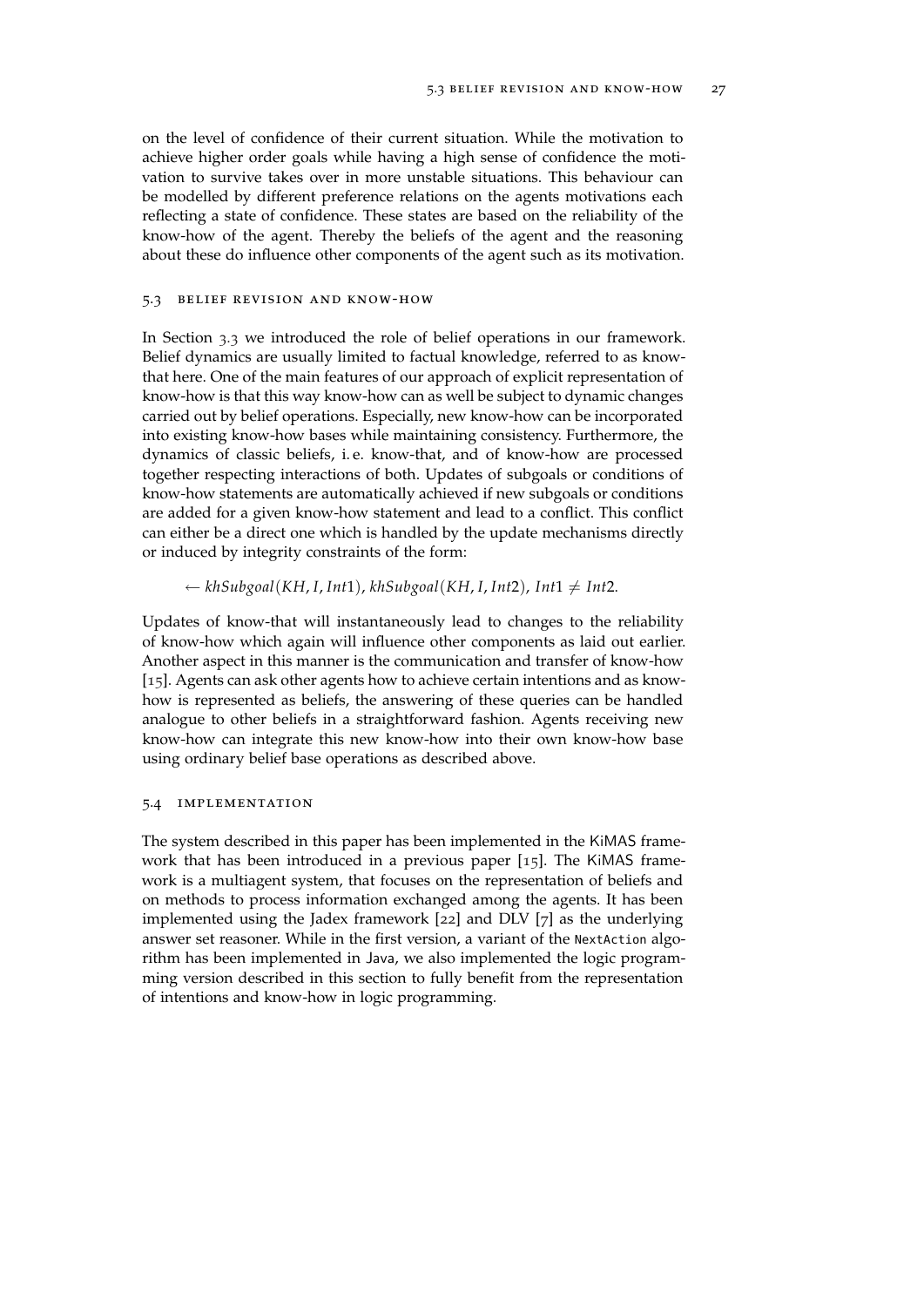on the level of confidence of their current situation. While the motivation to achieve higher order goals while having a high sense of confidence the motivation to survive takes over in more unstable situations. This behaviour can be modelled by different preference relations on the agents motivations each reflecting a state of confidence. These states are based on the reliability of the know-how of the agent. Thereby the beliefs of the agent and the reasoning about these do influence other components of the agent such as its motivation.

## 5.3 Belief revision and know-how

In Section 3.3 we introduced the role of belief operations in our framework. Belief dynamics are usually limited to factual knowledge, referred to as know-that here. One of the main features of our approach of explicit representation of know-how is that this way know-how can as well be subject to dynamic changes carried out by belief operations. Especially, new know-how can be incorporated into existing know-how bases while maintaining consistency. Furthermore, the dynamics of classic beliefs, i. e. know-that, and of know-how are processed together respecting interactions of both. Updates of subgoals or conditions of know-how statements are automatically achieved if new subgoals or conditions are added for a given know-how statement and lead to a conflict. This conflict can either be a direct one which is handled by the update mechanisms directly or induced by integrity constraints of the form:

$$\leftarrow khSubgoal(KH, I, Int1), khSubgoal(KH, I, Int2), Int1 \neq Int2.$$

Updates of know-that will instantaneously lead to changes to the reliability of know-how which again will influence other components as laid out earlier. Another aspect in this manner is the communication and transfer of know-how [15]. Agents can ask other agents how to achieve certain intentions and as know-how is represented as beliefs, the answering of these queries can be handled analogue to other beliefs in a straightforward fashion. Agents receiving new know-how can integrate this new know-how into their own know-how base using ordinary belief base operations as described above.

## 5.4 Implementation

The system described in this paper has been implemented in the KiMAS framework that has been introduced in a previous paper [15]. The KiMAS framework is a multiagent system, that focuses on the representation of beliefs and on methods to process information exchanged among the agents. It has been implemented using the Jadex framework [22] and DLV [7] as the underlying answer set reasoner. While in the first version, a variant of the `NextAction` algorithm has been implemented in Java, we also implemented the logic programming version described in this section to fully benefit from the representation of intentions and know-how in logic programming.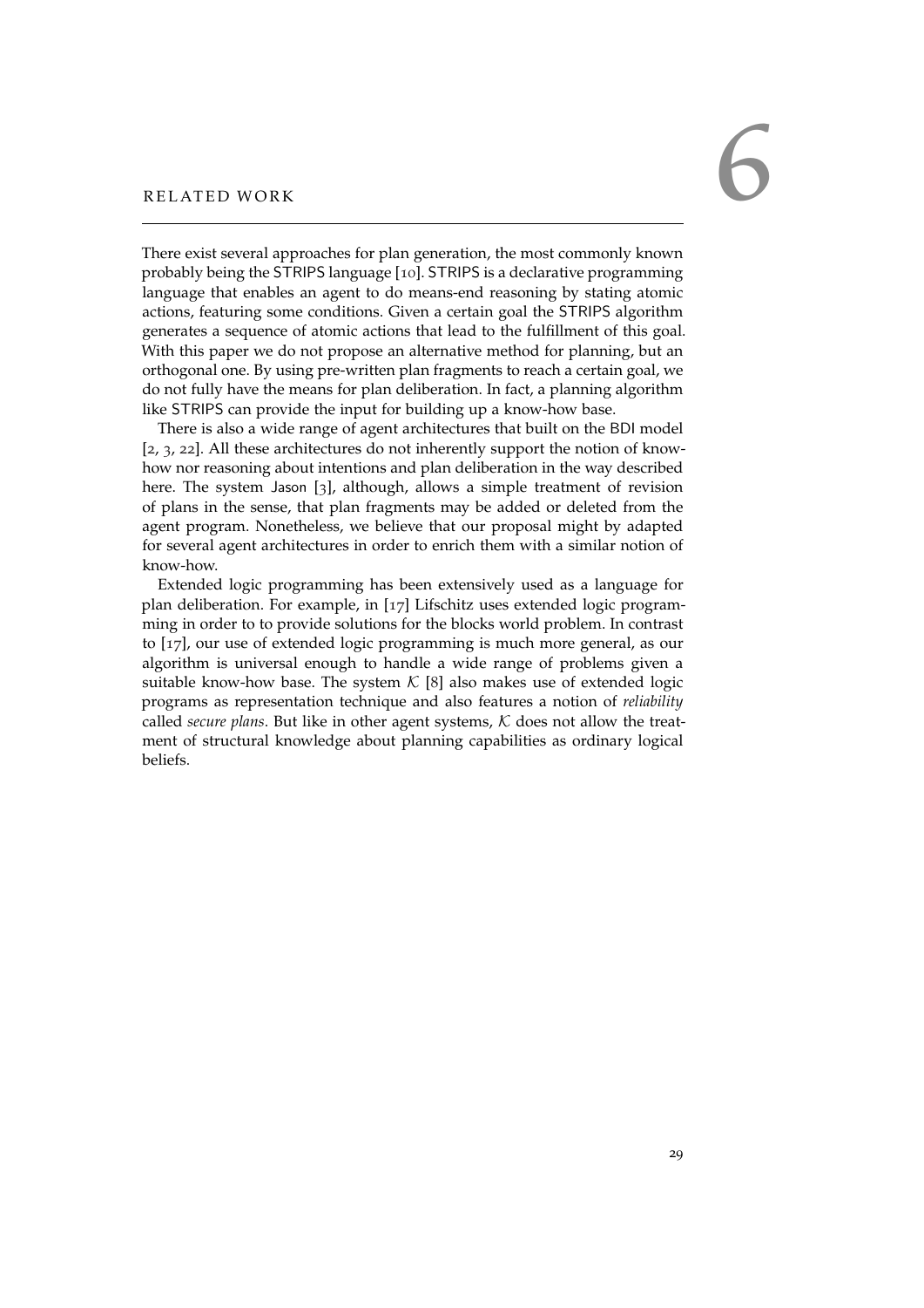# 6 RELATED WORK

There exist several approaches for plan generation, the most commonly known probably being the STRIPS language [10]. STRIPS is a declarative programming language that enables an agent to do means-end reasoning by stating atomic actions, featuring some conditions. Given a certain goal the STRIPS algorithm generates a sequence of atomic actions that lead to the fulfillment of this goal. With this paper we do not propose an alternative method for planning, but an orthogonal one. By using pre-written plan fragments to reach a certain goal, we do not fully have the means for plan deliberation. In fact, a planning algorithm like STRIPS can provide the input for building up a know-how base.

There is also a wide range of agent architectures that built on the BDI model [2, 3, 22]. All these architectures do not inherently support the notion of know-how nor reasoning about intentions and plan deliberation in the way described here. The system Jason [3], although, allows a simple treatment of revision of plans in the sense, that plan fragments may be added or deleted from the agent program. Nonetheless, we believe that our proposal might by adapted for several agent architectures in order to enrich them with a similar notion of know-how.

Extended logic programming has been extensively used as a language for plan deliberation. For example, in [17] Lifschitz uses extended logic programming in order to to provide solutions for the blocks world problem. In contrast to [17], our use of extended logic programming is much more general, as our algorithm is universal enough to handle a wide range of problems given a suitable know-how base. The system $\mathcal{K}$ [8] also makes use of extended logic programs as representation technique and also features a notion of *reliability* called *secure plans*. But like in other agent systems, $\mathcal{K}$ does not allow the treatment of structural knowledge about planning capabilities as ordinary logical beliefs.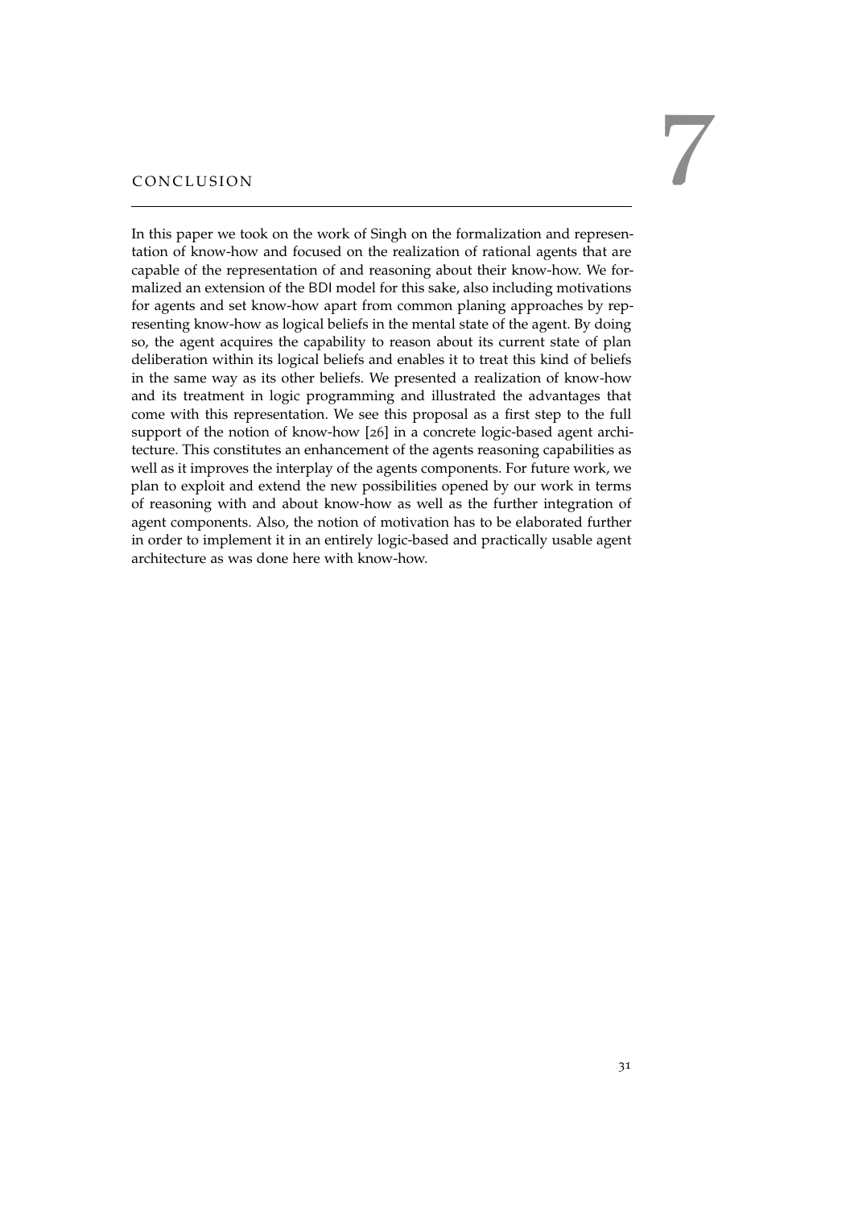# 7 CONCLUSION

In this paper we took on the work of Singh on the formalization and representation of know-how and focused on the realization of rational agents that are capable of the representation of and reasoning about their know-how. We formalized an extension of the BDI model for this sake, also including motivations for agents and set know-how apart from common planing approaches by representing know-how as logical beliefs in the mental state of the agent. By doing so, the agent acquires the capability to reason about its current state of plan deliberation within its logical beliefs and enables it to treat this kind of beliefs in the same way as its other beliefs. We presented a realization of know-how and its treatment in logic programming and illustrated the advantages that come with this representation. We see this proposal as a first step to the full support of the notion of know-how [26] in a concrete logic-based agent architecture. This constitutes an enhancement of the agents reasoning capabilities as well as it improves the interplay of the agents components. For future work, we plan to exploit and extend the new possibilities opened by our work in terms of reasoning with and about know-how as well as the further integration of agent components. Also, the notion of motivation has to be elaborated further in order to implement it in an entirely logic-based and practically usable agent architecture as was done here with know-how.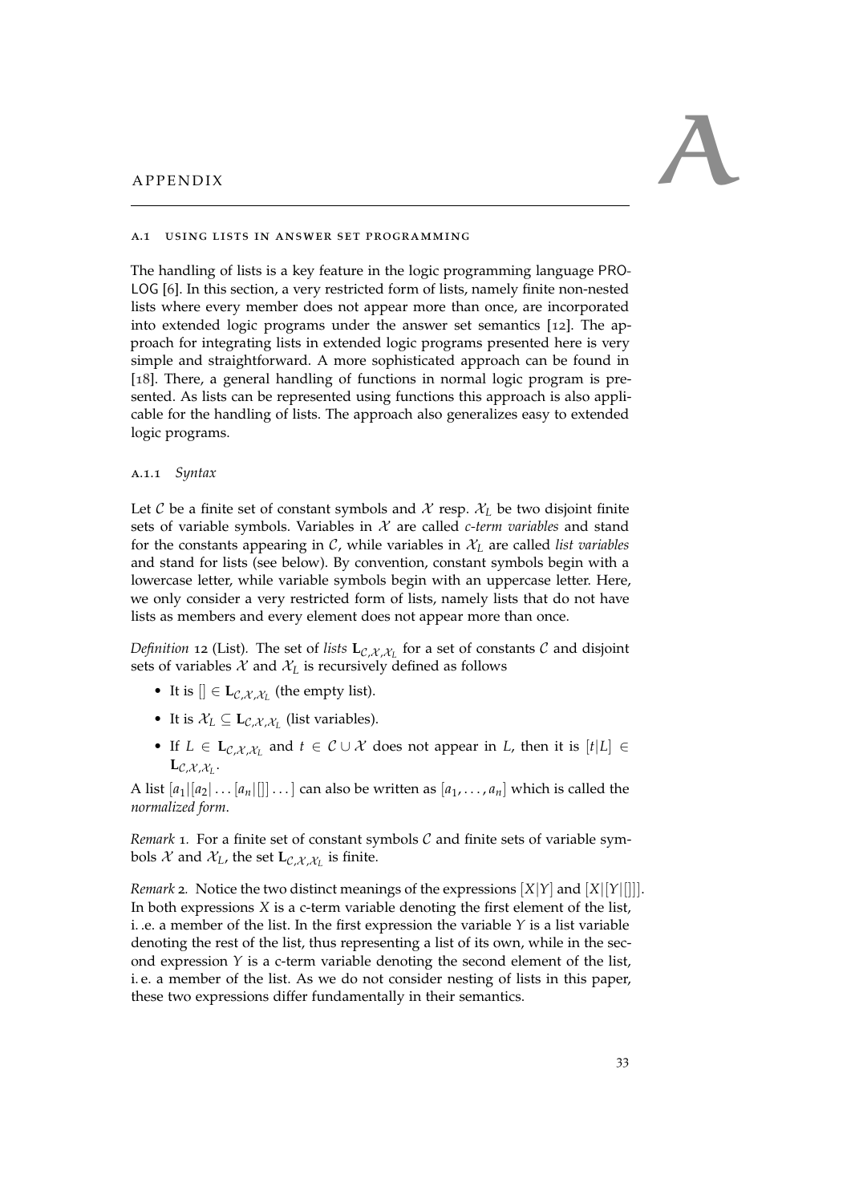# APPENDIX A

## A.1 Using lists in answer set programming

The handling of lists is a key feature in the logic programming language PROLOG [6]. In this section, a very restricted form of lists, namely finite non-nested lists where every member does not appear more than once, are incorporated into extended logic programs under the answer set semantics [12]. The approach for integrating lists in extended logic programs presented here is very simple and straightforward. A more sophisticated approach can be found in [18]. There, a general handling of functions in normal logic program is presented. As lists can be represented using functions this approach is also applicable for the handling of lists. The approach also generalizes easy to extended logic programs.

### A.1.1 *Syntax*

Let $\mathcal{C}$ be a finite set of constant symbols and $\mathcal{X}$ resp. $\mathcal{X}_L$ be two disjoint finite sets of variable symbols. Variables in $\mathcal{X}$ are called *c-term variables* and stand for the constants appearing in $\mathcal{C}$, while variables in $\mathcal{X}_L$ are called *list variables* and stand for lists (see below). By convention, constant symbols begin with a lowercase letter, while variable symbols begin with an uppercase letter. Here, we only consider a very restricted form of lists, namely lists that do not have lists as members and every element does not appear more than once.

*Definition* 12 (List). The set of *lists* $\mathbf{L}_{\mathcal{C},\mathcal{X},\mathcal{X}_L}$ for a set of constants $\mathcal{C}$ and disjoint sets of variables $\mathcal{X}$ and $\mathcal{X}_L$ is recursively defined as follows

- It is $[] \in \mathbf{L}_{\mathcal{C},\mathcal{X},\mathcal{X}_L}$ (the empty list).
- It is $\mathcal{X}_L \subseteq \mathbf{L}_{\mathcal{C},\mathcal{X},\mathcal{X}_L}$ (list variables).
- If $L \in \mathbf{L}_{\mathcal{C},\mathcal{X},\mathcal{X}_L}$ and $t \in \mathcal{C} \cup \mathcal{X}$ does not appear in $L$, then it is $[t|L] \in \mathbf{L}_{\mathcal{C},\mathcal{X},\mathcal{X}_L}$.

A list $[a_1|[a_2|\ldots[a_n|[]]\ldots]$ can also be written as $[a_1,\ldots,a_n]$ which is called the *normalized form*.

*Remark* 1. For a finite set of constant symbols $\mathcal{C}$ and finite sets of variable symbols $\mathcal{X}$ and $\mathcal{X}_L$, the set $\mathbf{L}_{\mathcal{C},\mathcal{X},\mathcal{X}_L}$ is finite.

*Remark* 2. Notice the two distinct meanings of the expressions $[X|Y]$ and $[X|[Y|[]]]$. In both expressions $X$ is a c-term variable denoting the first element of the list, i. .e. a member of the list. In the first expression the variable $Y$ is a list variable denoting the rest of the list, thus representing a list of its own, while in the second expression $Y$ is a c-term variable denoting the second element of the list, i. e. a member of the list. As we do not consider nesting of lists in this paper, these two expressions differ fundamentally in their semantics.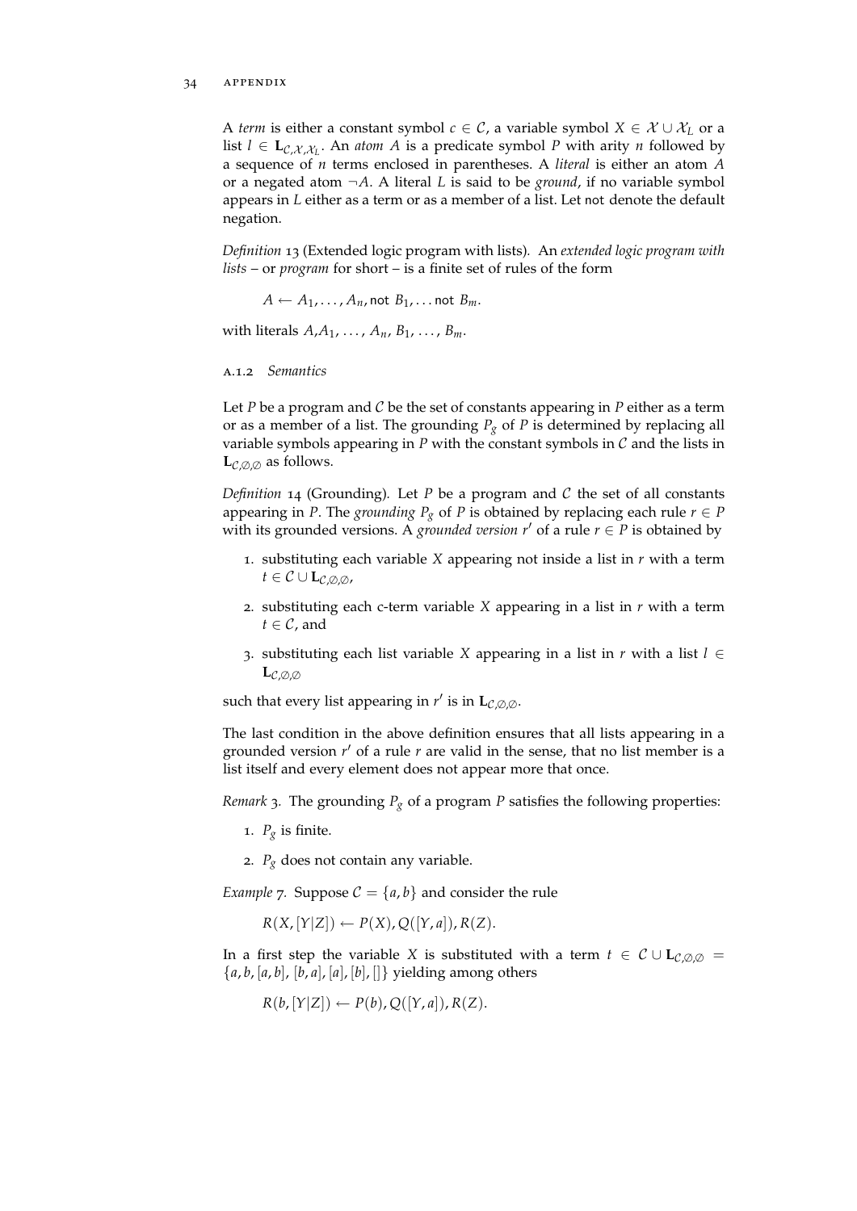A *term* is either a constant symbol $c \in \mathcal{C}$, a variable symbol $X \in \mathcal{X} \cup \mathcal{X}_L$ or a list $l \in \mathbf{L}_{\mathcal{C},\mathcal{X},\mathcal{X}_L}$. An *atom* $A$ is a predicate symbol $P$ with arity $n$ followed by a sequence of $n$ terms enclosed in parentheses. A *literal* is either an atom $A$ or a negated atom $\neg A$. A literal $L$ is said to be *ground*, if no variable symbol appears in $L$ either as a term or as a member of a list. Let not denote the default negation.

*Definition* 13 (Extended logic program with lists)*.* An *extended logic program with lists* – or *program* for short – is a finite set of rules of the form

$$A \leftarrow A_1, \ldots, A_n, \text{not } B_1, \ldots \text{not } B_m.$$

with literals $A$,$A_1$, ..., $A_n$, $B_1$, ..., $B_m$.

### A.1.2 *Semantics*

Let $P$ be a program and $\mathcal{C}$ be the set of constants appearing in $P$ either as a term or as a member of a list. The grounding $P_g$ of $P$ is determined by replacing all variable symbols appearing in $P$ with the constant symbols in $\mathcal{C}$ and the lists in $\mathbf{L}_{\mathcal{C},\emptyset,\emptyset}$ as follows.

*Definition* 14 (Grounding)*.* Let $P$ be a program and $\mathcal{C}$ the set of all constants appearing in $P$. The *grounding* $P_g$ of $P$ is obtained by replacing each rule $r \in P$ with its grounded versions. A *grounded version* $r'$ of a rule $r \in P$ is obtained by

1. substituting each variable $X$ appearing not inside a list in $r$ with a term $t \in \mathcal{C} \cup \mathbf{L}_{\mathcal{C},\emptyset,\emptyset}$,
2. substituting each c-term variable $X$ appearing in a list in $r$ with a term $t \in \mathcal{C}$, and
3. substituting each list variable $X$ appearing in a list in $r$ with a list $l \in \mathbf{L}_{\mathcal{C},\emptyset,\emptyset}$

such that every list appearing in $r'$ is in $\mathbf{L}_{\mathcal{C},\emptyset,\emptyset}$.

The last condition in the above definition ensures that all lists appearing in a grounded version $r'$ of a rule $r$ are valid in the sense, that no list member is a list itself and every element does not appear more that once.

*Remark* 3*.* The grounding $P_g$ of a program $P$ satisfies the following properties:

1. $P_g$ is finite.
2. $P_g$ does not contain any variable.

*Example* 7*.* Suppose $\mathcal{C} = \{a, b\}$ and consider the rule

$$R(X, [Y|Z]) \leftarrow P(X), Q([Y, a]), R(Z).$$

In a first step the variable $X$ is substituted with a term $t \in \mathcal{C} \cup \mathbf{L}_{\mathcal{C},\emptyset,\emptyset} = \{a, b, [a, b], [b, a], [a], [b], []\}$ yielding among others

$$R(b, [Y|Z]) \leftarrow P(b), Q([Y, a]), R(Z).$$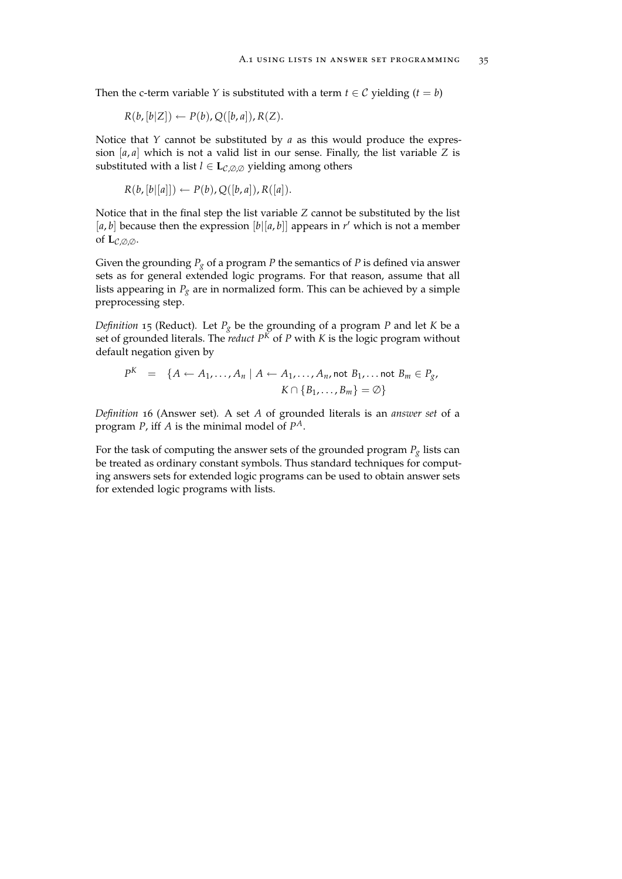Then the c-term variable $Y$ is substituted with a term $t \in \mathcal{C}$ yielding $(t = b)$

$$R(b, [b|Z]) \leftarrow P(b), Q([b, a]), R(Z).$$

Notice that $Y$ cannot be substituted by $a$ as this would produce the expression $[a, a]$ which is not a valid list in our sense. Finally, the list variable $Z$ is substituted with a list $l \in \mathbf{L}_{\mathcal{C},\emptyset,\emptyset}$ yielding among others

$$R(b, [b|[a]]) \leftarrow P(b), Q([b, a]), R([a]).$$

Notice that in the final step the list variable $Z$ cannot be substituted by the list $[a, b]$ because then the expression $[b|[a, b]]$ appears in $r'$ which is not a member of $\mathbf{L}_{\mathcal{C},\emptyset,\emptyset}$.

Given the grounding $P_g$ of a program $P$ the semantics of $P$ is defined via answer sets as for general extended logic programs. For that reason, assume that all lists appearing in $P_g$ are in normalized form. This can be achieved by a simple preprocessing step.

*Definition* 15 (Reduct). Let $P_g$ be the grounding of a program $P$ and let $K$ be a set of grounded literals. The *reduct* $P^K$ of $P$ with $K$ is the logic program without default negation given by

$$P^K \;=\; \{A \leftarrow A_1, \ldots, A_n \mid A \leftarrow A_1, \ldots, A_n, \text{not } B_1, \ldots \text{not } B_m \in P_g, \; K \cap \{B_1, \ldots, B_m\} = \emptyset\}$$

*Definition* 16 (Answer set). A set $A$ of grounded literals is an *answer set* of a program $P$, iff $A$ is the minimal model of $P^A$.

For the task of computing the answer sets of the grounded program $P_g$ lists can be treated as ordinary constant symbols. Thus standard techniques for computing answers sets for extended logic programs can be used to obtain answer sets for extended logic programs with lists.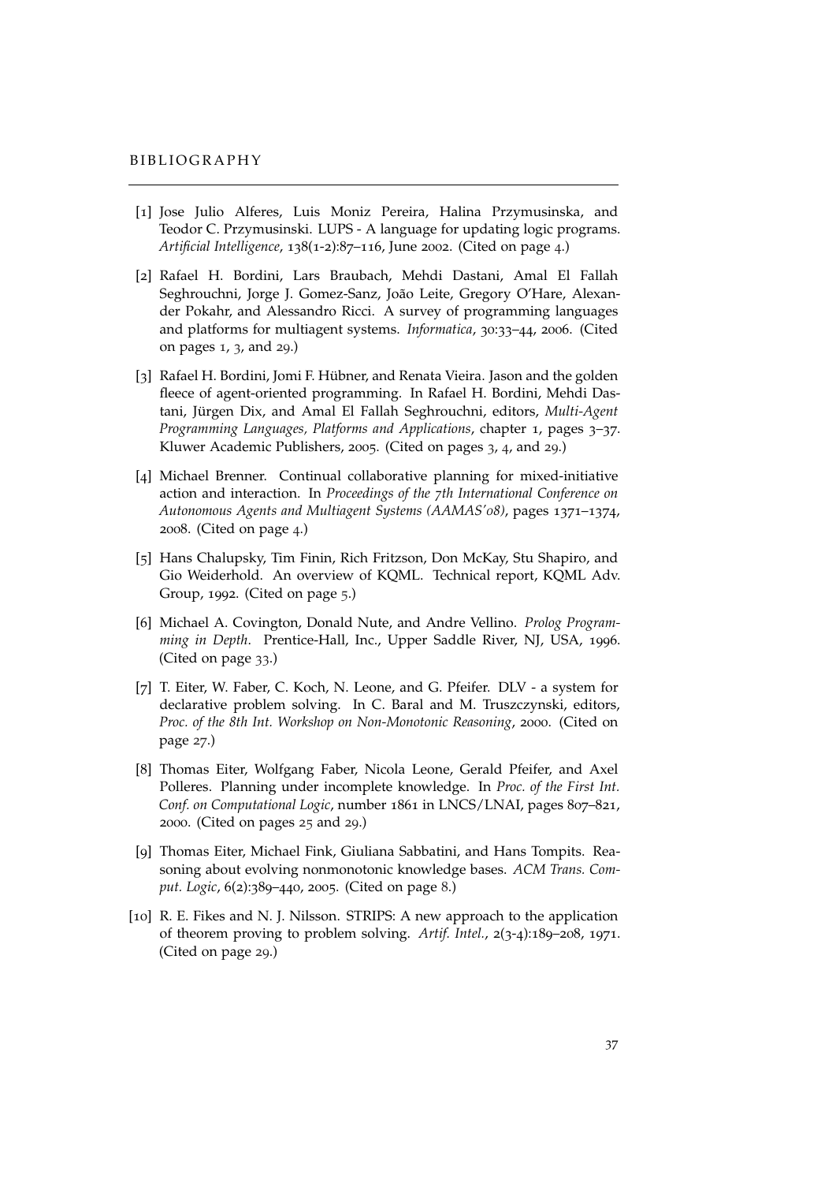# BIBLIOGRAPHY

[1] Jose Julio Alferes, Luis Moniz Pereira, Halina Przymusinska, and Teodor C. Przymusinski. LUPS - A language for updating logic programs. *Artificial Intelligence*, 138(1-2):87–116, June 2002. (Cited on page 4.)

[2] Rafael H. Bordini, Lars Braubach, Mehdi Dastani, Amal El Fallah Seghrouchni, Jorge J. Gomez-Sanz, João Leite, Gregory O'Hare, Alexander Pokahr, and Alessandro Ricci. A survey of programming languages and platforms for multiagent systems. *Informatica*, 30:33–44, 2006. (Cited on pages 1, 3, and 29.)

[3] Rafael H. Bordini, Jomi F. Hübner, and Renata Vieira. Jason and the golden fleece of agent-oriented programming. In Rafael H. Bordini, Mehdi Dastani, Jürgen Dix, and Amal El Fallah Seghrouchni, editors, *Multi-Agent Programming Languages, Platforms and Applications*, chapter 1, pages 3–37. Kluwer Academic Publishers, 2005. (Cited on pages 3, 4, and 29.)

[4] Michael Brenner. Continual collaborative planning for mixed-initiative action and interaction. In *Proceedings of the 7th International Conference on Autonomous Agents and Multiagent Systems (AAMAS'08)*, pages 1371–1374, 2008. (Cited on page 4.)

[5] Hans Chalupsky, Tim Finin, Rich Fritzson, Don McKay, Stu Shapiro, and Gio Weiderhold. An overview of KQML. Technical report, KQML Adv. Group, 1992. (Cited on page 5.)

[6] Michael A. Covington, Donald Nute, and Andre Vellino. *Prolog Programming in Depth.* Prentice-Hall, Inc., Upper Saddle River, NJ, USA, 1996. (Cited on page 33.)

[7] T. Eiter, W. Faber, C. Koch, N. Leone, and G. Pfeifer. DLV - a system for declarative problem solving. In C. Baral and M. Truszczynski, editors, *Proc. of the 8th Int. Workshop on Non-Monotonic Reasoning*, 2000. (Cited on page 27.)

[8] Thomas Eiter, Wolfgang Faber, Nicola Leone, Gerald Pfeifer, and Axel Polleres. Planning under incomplete knowledge. In *Proc. of the First Int. Conf. on Computational Logic*, number 1861 in LNCS/LNAI, pages 807–821, 2000. (Cited on pages 25 and 29.)

[9] Thomas Eiter, Michael Fink, Giuliana Sabbatini, and Hans Tompits. Reasoning about evolving nonmonotonic knowledge bases. *ACM Trans. Comput. Logic*, 6(2):389–440, 2005. (Cited on page 8.)

[10] R. E. Fikes and N. J. Nilsson. STRIPS: A new approach to the application of theorem proving to problem solving. *Artif. Intel.*, 2(3-4):189–208, 1971. (Cited on page 29.)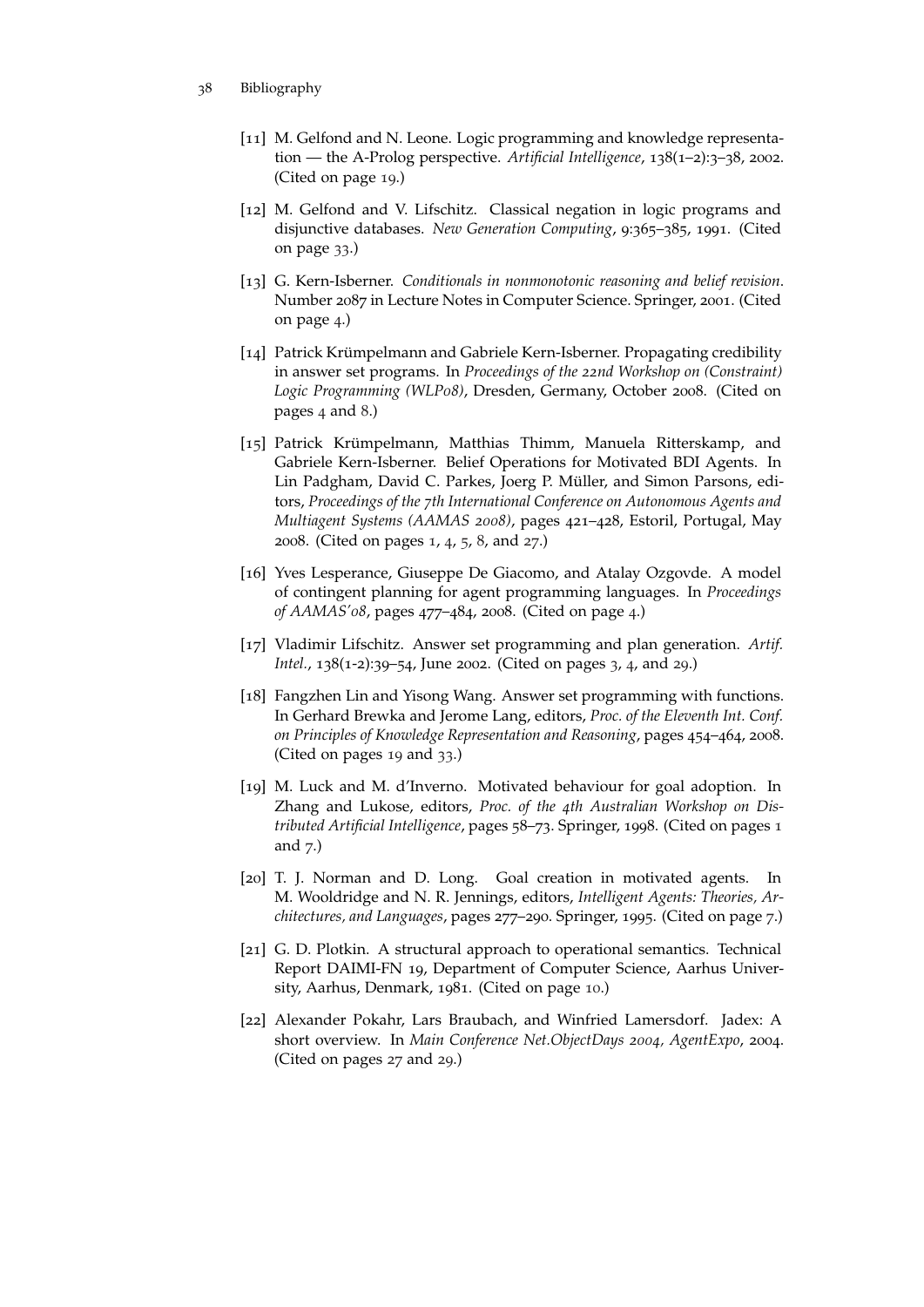[11] M. Gelfond and N. Leone. Logic programming and knowledge representation — the A-Prolog perspective. *Artificial Intelligence*, 138(1–2):3–38, 2002. (Cited on page 19.)

[12] M. Gelfond and V. Lifschitz. Classical negation in logic programs and disjunctive databases. *New Generation Computing*, 9:365–385, 1991. (Cited on page 33.)

[13] G. Kern-Isberner. *Conditionals in nonmonotonic reasoning and belief revision*. Number 2087 in Lecture Notes in Computer Science. Springer, 2001. (Cited on page 4.)

[14] Patrick Krümpelmann and Gabriele Kern-Isberner. Propagating credibility in answer set programs. In *Proceedings of the 22nd Workshop on (Constraint) Logic Programming (WLP08)*, Dresden, Germany, October 2008. (Cited on pages 4 and 8.)

[15] Patrick Krümpelmann, Matthias Thimm, Manuela Ritterskamp, and Gabriele Kern-Isberner. Belief Operations for Motivated BDI Agents. In Lin Padgham, David C. Parkes, Joerg P. Müller, and Simon Parsons, editors, *Proceedings of the 7th International Conference on Autonomous Agents and Multiagent Systems (AAMAS 2008)*, pages 421–428, Estoril, Portugal, May 2008. (Cited on pages 1, 4, 5, 8, and 27.)

[16] Yves Lesperance, Giuseppe De Giacomo, and Atalay Ozgovde. A model of contingent planning for agent programming languages. In *Proceedings of AAMAS'08*, pages 477–484, 2008. (Cited on page 4.)

[17] Vladimir Lifschitz. Answer set programming and plan generation. *Artif. Intel.*, 138(1-2):39–54, June 2002. (Cited on pages 3, 4, and 29.)

[18] Fangzhen Lin and Yisong Wang. Answer set programming with functions. In Gerhard Brewka and Jerome Lang, editors, *Proc. of the Eleventh Int. Conf. on Principles of Knowledge Representation and Reasoning*, pages 454–464, 2008. (Cited on pages 19 and 33.)

[19] M. Luck and M. d'Inverno. Motivated behaviour for goal adoption. In Zhang and Lukose, editors, *Proc. of the 4th Australian Workshop on Distributed Artificial Intelligence*, pages 58–73. Springer, 1998. (Cited on pages 1 and 7.)

[20] T. J. Norman and D. Long. Goal creation in motivated agents. In M. Wooldridge and N. R. Jennings, editors, *Intelligent Agents: Theories, Architectures, and Languages*, pages 277–290. Springer, 1995. (Cited on page 7.)

[21] G. D. Plotkin. A structural approach to operational semantics. Technical Report DAIMI-FN 19, Department of Computer Science, Aarhus University, Aarhus, Denmark, 1981. (Cited on page 10.)

[22] Alexander Pokahr, Lars Braubach, and Winfried Lamersdorf. Jadex: A short overview. In *Main Conference Net.ObjectDays 2004, AgentExpo*, 2004. (Cited on pages 27 and 29.)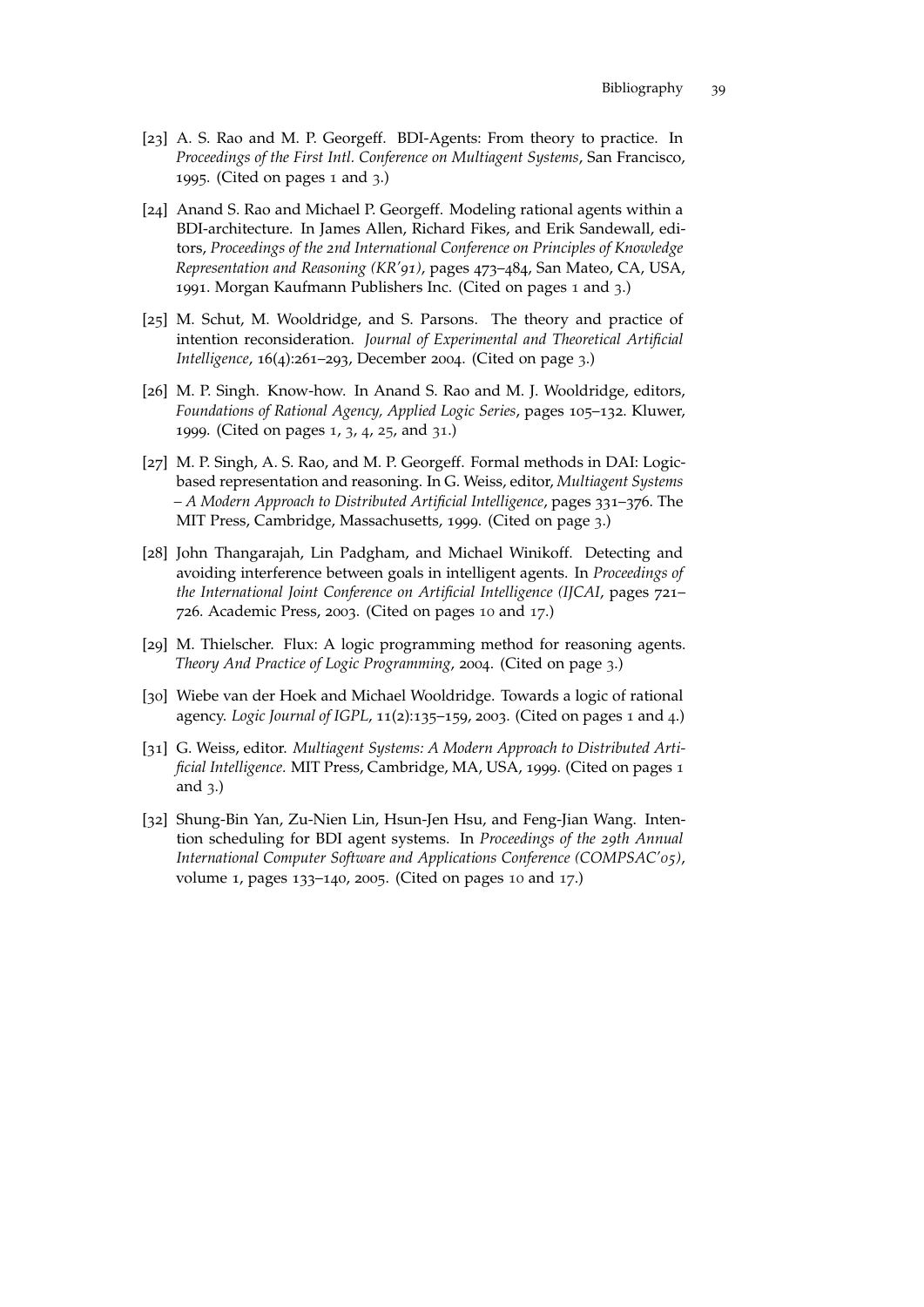[23] A. S. Rao and M. P. Georgeff. BDI-Agents: From theory to practice. In *Proceedings of the First Intl. Conference on Multiagent Systems*, San Francisco, 1995. (Cited on pages 1 and 3.)

[24] Anand S. Rao and Michael P. Georgeff. Modeling rational agents within a BDI-architecture. In James Allen, Richard Fikes, and Erik Sandewall, editors, *Proceedings of the 2nd International Conference on Principles of Knowledge Representation and Reasoning (KR'91)*, pages 473–484, San Mateo, CA, USA, 1991. Morgan Kaufmann Publishers Inc. (Cited on pages 1 and 3.)

[25] M. Schut, M. Wooldridge, and S. Parsons. The theory and practice of intention reconsideration. *Journal of Experimental and Theoretical Artificial Intelligence*, 16(4):261–293, December 2004. (Cited on page 3.)

[26] M. P. Singh. Know-how. In Anand S. Rao and M. J. Wooldridge, editors, *Foundations of Rational Agency, Applied Logic Series*, pages 105–132. Kluwer, 1999. (Cited on pages 1, 3, 4, 25, and 31.)

[27] M. P. Singh, A. S. Rao, and M. P. Georgeff. Formal methods in DAI: Logic-based representation and reasoning. In G. Weiss, editor, *Multiagent Systems – A Modern Approach to Distributed Artificial Intelligence*, pages 331–376. The MIT Press, Cambridge, Massachusetts, 1999. (Cited on page 3.)

[28] John Thangarajah, Lin Padgham, and Michael Winikoff. Detecting and avoiding interference between goals in intelligent agents. In *Proceedings of the International Joint Conference on Artificial Intelligence (IJCAI*, pages 721–726. Academic Press, 2003. (Cited on pages 10 and 17.)

[29] M. Thielscher. Flux: A logic programming method for reasoning agents. *Theory And Practice of Logic Programming*, 2004. (Cited on page 3.)

[30] Wiebe van der Hoek and Michael Wooldridge. Towards a logic of rational agency. *Logic Journal of IGPL*, 11(2):135–159, 2003. (Cited on pages 1 and 4.)

[31] G. Weiss, editor. *Multiagent Systems: A Modern Approach to Distributed Artificial Intelligence*. MIT Press, Cambridge, MA, USA, 1999. (Cited on pages 1 and 3.)

[32] Shung-Bin Yan, Zu-Nien Lin, Hsun-Jen Hsu, and Feng-Jian Wang. Intention scheduling for BDI agent systems. In *Proceedings of the 29th Annual International Computer Software and Applications Conference (COMPSAC'05)*, volume 1, pages 133–140, 2005. (Cited on pages 10 and 17.)